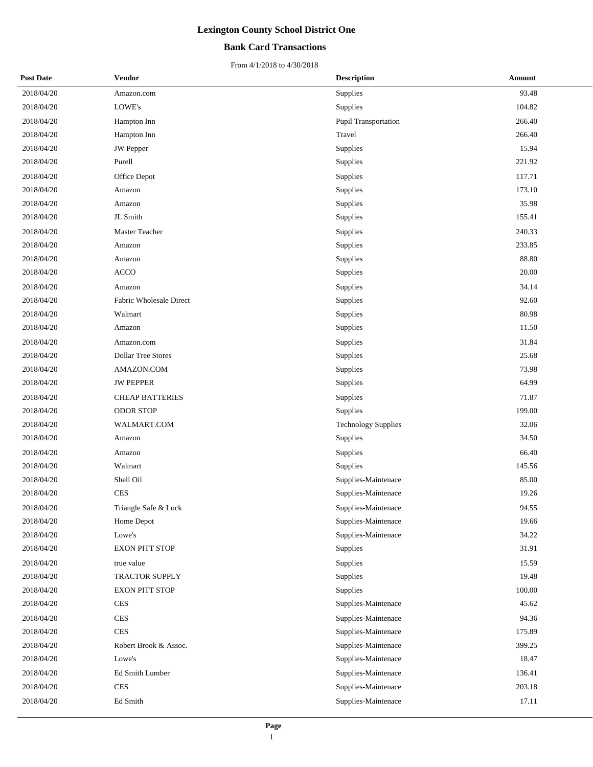# Lexington County School District One

## Bank Card Transactions

From 4/1/2018 to 4/30/2018

| Post Date | Vendor | Description | Amount |
|---|---|---|---|
| 2018/04/20 | Amazon.com | Supplies | 93.48 |
| 2018/04/20 | LOWE's | Supplies | 104.82 |
| 2018/04/20 | Hampton Inn | Pupil Transportation | 266.40 |
| 2018/04/20 | Hampton Inn | Travel | 266.40 |
| 2018/04/20 | JW Pepper | Supplies | 15.94 |
| 2018/04/20 | Purell | Supplies | 221.92 |
| 2018/04/20 | Office Depot | Supplies | 117.71 |
| 2018/04/20 | Amazon | Supplies | 173.10 |
| 2018/04/20 | Amazon | Supplies | 35.98 |
| 2018/04/20 | JL Smith | Supplies | 155.41 |
| 2018/04/20 | Master Teacher | Supplies | 240.33 |
| 2018/04/20 | Amazon | Supplies | 233.85 |
| 2018/04/20 | Amazon | Supplies | 88.80 |
| 2018/04/20 | ACCO | Supplies | 20.00 |
| 2018/04/20 | Amazon | Supplies | 34.14 |
| 2018/04/20 | Fabric Wholesale Direct | Supplies | 92.60 |
| 2018/04/20 | Walmart | Supplies | 80.98 |
| 2018/04/20 | Amazon | Supplies | 11.50 |
| 2018/04/20 | Amazon.com | Supplies | 31.84 |
| 2018/04/20 | Dollar Tree Stores | Supplies | 25.68 |
| 2018/04/20 | AMAZON.COM | Supplies | 73.98 |
| 2018/04/20 | JW PEPPER | Supplies | 64.99 |
| 2018/04/20 | CHEAP BATTERIES | Supplies | 71.87 |
| 2018/04/20 | ODOR STOP | Supplies | 199.00 |
| 2018/04/20 | WALMART.COM | Technology Supplies | 32.06 |
| 2018/04/20 | Amazon | Supplies | 34.50 |
| 2018/04/20 | Amazon | Supplies | 66.40 |
| 2018/04/20 | Walmart | Supplies | 145.56 |
| 2018/04/20 | Shell Oil | Supplies-Maintenace | 85.00 |
| 2018/04/20 | CES | Supplies-Maintenace | 19.26 |
| 2018/04/20 | Triangle Safe & Lock | Supplies-Maintenace | 94.55 |
| 2018/04/20 | Home Depot | Supplies-Maintenace | 19.66 |
| 2018/04/20 | Lowe's | Supplies-Maintenace | 34.22 |
| 2018/04/20 | EXON PITT STOP | Supplies | 31.91 |
| 2018/04/20 | true value | Supplies | 15.59 |
| 2018/04/20 | TRACTOR SUPPLY | Supplies | 19.48 |
| 2018/04/20 | EXON PITT STOP | Supplies | 100.00 |
| 2018/04/20 | CES | Supplies-Maintenace | 45.62 |
| 2018/04/20 | CES | Supplies-Maintenace | 94.36 |
| 2018/04/20 | CES | Supplies-Maintenace | 175.89 |
| 2018/04/20 | Robert Brook & Assoc. | Supplies-Maintenace | 399.25 |
| 2018/04/20 | Lowe's | Supplies-Maintenace | 18.47 |
| 2018/04/20 | Ed Smith Lumber | Supplies-Maintenace | 136.41 |
| 2018/04/20 | CES | Supplies-Maintenace | 203.18 |
| 2018/04/20 | Ed Smith | Supplies-Maintenace | 17.11 |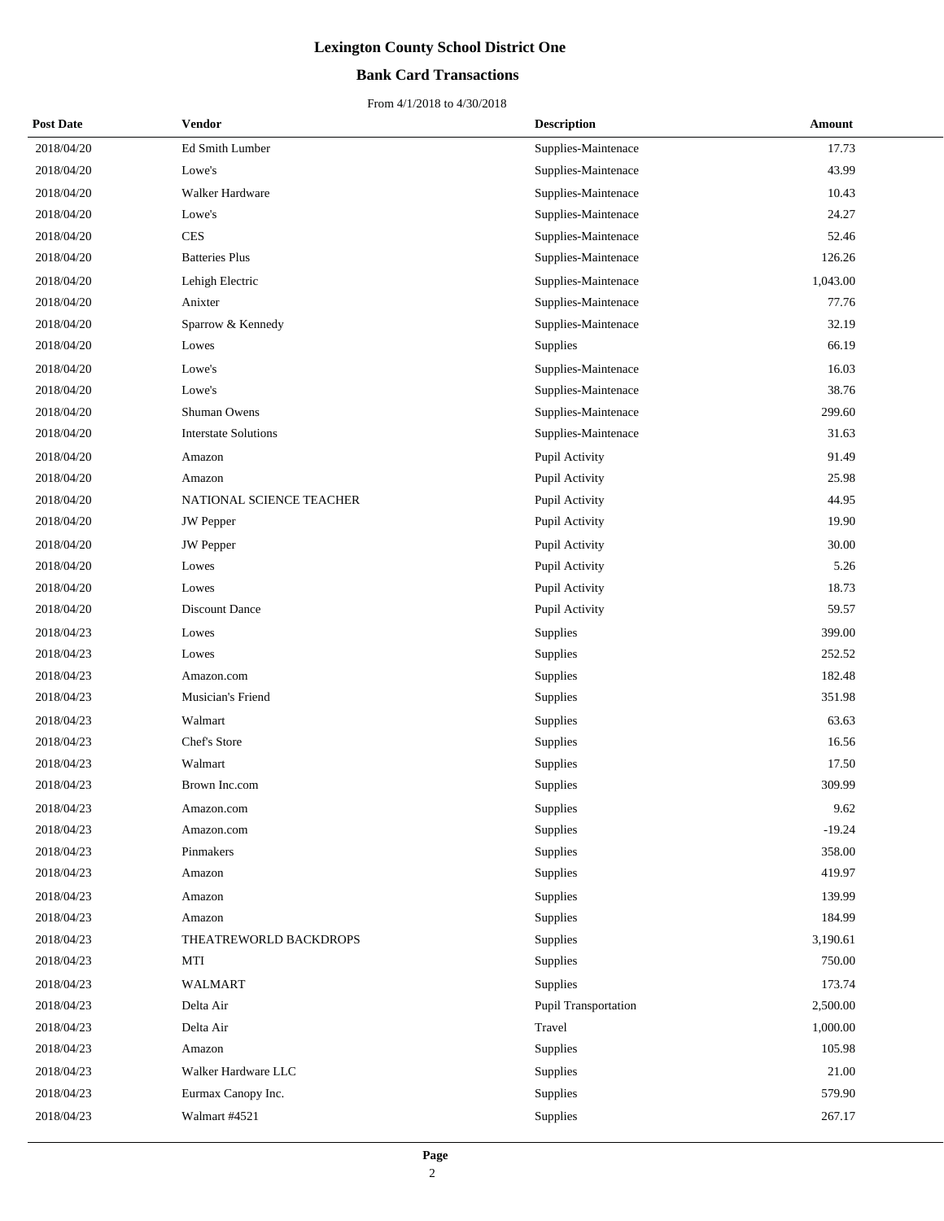# Lexington County School District One

## Bank Card Transactions

From 4/1/2018 to 4/30/2018

| Post Date | Vendor | Description | Amount |
|---|---|---|---|
| 2018/04/20 | Ed Smith Lumber | Supplies-Maintenace | 17.73 |
| 2018/04/20 | Lowe's | Supplies-Maintenace | 43.99 |
| 2018/04/20 | Walker Hardware | Supplies-Maintenace | 10.43 |
| 2018/04/20 | Lowe's | Supplies-Maintenace | 24.27 |
| 2018/04/20 | CES | Supplies-Maintenace | 52.46 |
| 2018/04/20 | Batteries Plus | Supplies-Maintenace | 126.26 |
| 2018/04/20 | Lehigh Electric | Supplies-Maintenace | 1,043.00 |
| 2018/04/20 | Anixter | Supplies-Maintenace | 77.76 |
| 2018/04/20 | Sparrow & Kennedy | Supplies-Maintenace | 32.19 |
| 2018/04/20 | Lowes | Supplies | 66.19 |
| 2018/04/20 | Lowe's | Supplies-Maintenace | 16.03 |
| 2018/04/20 | Lowe's | Supplies-Maintenace | 38.76 |
| 2018/04/20 | Shuman Owens | Supplies-Maintenace | 299.60 |
| 2018/04/20 | Interstate Solutions | Supplies-Maintenace | 31.63 |
| 2018/04/20 | Amazon | Pupil Activity | 91.49 |
| 2018/04/20 | Amazon | Pupil Activity | 25.98 |
| 2018/04/20 | NATIONAL SCIENCE TEACHER | Pupil Activity | 44.95 |
| 2018/04/20 | JW Pepper | Pupil Activity | 19.90 |
| 2018/04/20 | JW Pepper | Pupil Activity | 30.00 |
| 2018/04/20 | Lowes | Pupil Activity | 5.26 |
| 2018/04/20 | Lowes | Pupil Activity | 18.73 |
| 2018/04/20 | Discount Dance | Pupil Activity | 59.57 |
| 2018/04/23 | Lowes | Supplies | 399.00 |
| 2018/04/23 | Lowes | Supplies | 252.52 |
| 2018/04/23 | Amazon.com | Supplies | 182.48 |
| 2018/04/23 | Musician's Friend | Supplies | 351.98 |
| 2018/04/23 | Walmart | Supplies | 63.63 |
| 2018/04/23 | Chef's Store | Supplies | 16.56 |
| 2018/04/23 | Walmart | Supplies | 17.50 |
| 2018/04/23 | Brown Inc.com | Supplies | 309.99 |
| 2018/04/23 | Amazon.com | Supplies | 9.62 |
| 2018/04/23 | Amazon.com | Supplies | -19.24 |
| 2018/04/23 | Pinmakers | Supplies | 358.00 |
| 2018/04/23 | Amazon | Supplies | 419.97 |
| 2018/04/23 | Amazon | Supplies | 139.99 |
| 2018/04/23 | Amazon | Supplies | 184.99 |
| 2018/04/23 | THEATREWORLD BACKDROPS | Supplies | 3,190.61 |
| 2018/04/23 | MTI | Supplies | 750.00 |
| 2018/04/23 | WALMART | Supplies | 173.74 |
| 2018/04/23 | Delta Air | Pupil Transportation | 2,500.00 |
| 2018/04/23 | Delta Air | Travel | 1,000.00 |
| 2018/04/23 | Amazon | Supplies | 105.98 |
| 2018/04/23 | Walker Hardware LLC | Supplies | 21.00 |
| 2018/04/23 | Eurmax Canopy Inc. | Supplies | 579.90 |
| 2018/04/23 | Walmart #4521 | Supplies | 267.17 |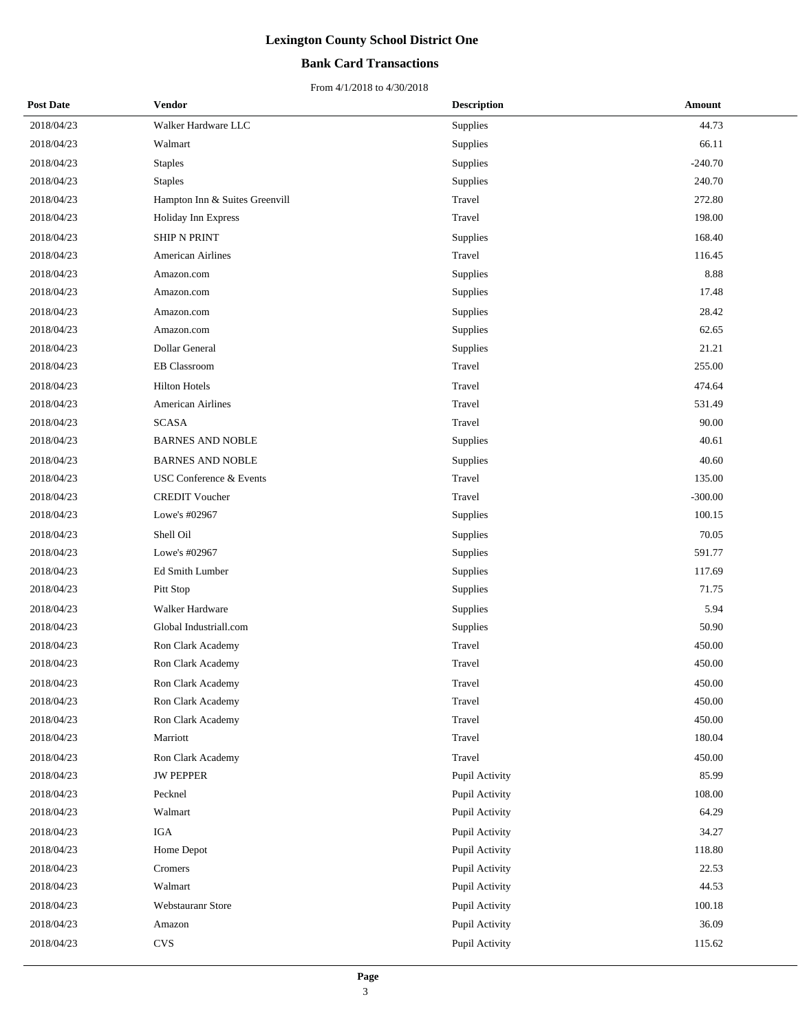# Lexington County School District One

## Bank Card Transactions

From 4/1/2018 to 4/30/2018

| Post Date | Vendor | Description | Amount |
|---|---|---|---|
| 2018/04/23 | Walker Hardware LLC | Supplies | 44.73 |
| 2018/04/23 | Walmart | Supplies | 66.11 |
| 2018/04/23 | Staples | Supplies | -240.70 |
| 2018/04/23 | Staples | Supplies | 240.70 |
| 2018/04/23 | Hampton Inn & Suites Greenvill | Travel | 272.80 |
| 2018/04/23 | Holiday Inn Express | Travel | 198.00 |
| 2018/04/23 | SHIP N PRINT | Supplies | 168.40 |
| 2018/04/23 | American Airlines | Travel | 116.45 |
| 2018/04/23 | Amazon.com | Supplies | 8.88 |
| 2018/04/23 | Amazon.com | Supplies | 17.48 |
| 2018/04/23 | Amazon.com | Supplies | 28.42 |
| 2018/04/23 | Amazon.com | Supplies | 62.65 |
| 2018/04/23 | Dollar General | Supplies | 21.21 |
| 2018/04/23 | EB Classroom | Travel | 255.00 |
| 2018/04/23 | Hilton Hotels | Travel | 474.64 |
| 2018/04/23 | American Airlines | Travel | 531.49 |
| 2018/04/23 | SCASA | Travel | 90.00 |
| 2018/04/23 | BARNES AND NOBLE | Supplies | 40.61 |
| 2018/04/23 | BARNES AND NOBLE | Supplies | 40.60 |
| 2018/04/23 | USC Conference & Events | Travel | 135.00 |
| 2018/04/23 | CREDIT Voucher | Travel | -300.00 |
| 2018/04/23 | Lowe's #02967 | Supplies | 100.15 |
| 2018/04/23 | Shell Oil | Supplies | 70.05 |
| 2018/04/23 | Lowe's #02967 | Supplies | 591.77 |
| 2018/04/23 | Ed Smith Lumber | Supplies | 117.69 |
| 2018/04/23 | Pitt Stop | Supplies | 71.75 |
| 2018/04/23 | Walker Hardware | Supplies | 5.94 |
| 2018/04/23 | Global Industriall.com | Supplies | 50.90 |
| 2018/04/23 | Ron Clark Academy | Travel | 450.00 |
| 2018/04/23 | Ron Clark Academy | Travel | 450.00 |
| 2018/04/23 | Ron Clark Academy | Travel | 450.00 |
| 2018/04/23 | Ron Clark Academy | Travel | 450.00 |
| 2018/04/23 | Ron Clark Academy | Travel | 450.00 |
| 2018/04/23 | Marriott | Travel | 180.04 |
| 2018/04/23 | Ron Clark Academy | Travel | 450.00 |
| 2018/04/23 | JW PEPPER | Pupil Activity | 85.99 |
| 2018/04/23 | Pecknel | Pupil Activity | 108.00 |
| 2018/04/23 | Walmart | Pupil Activity | 64.29 |
| 2018/04/23 | IGA | Pupil Activity | 34.27 |
| 2018/04/23 | Home Depot | Pupil Activity | 118.80 |
| 2018/04/23 | Cromers | Pupil Activity | 22.53 |
| 2018/04/23 | Walmart | Pupil Activity | 44.53 |
| 2018/04/23 | Webstauranr Store | Pupil Activity | 100.18 |
| 2018/04/23 | Amazon | Pupil Activity | 36.09 |
| 2018/04/23 | CVS | Pupil Activity | 115.62 |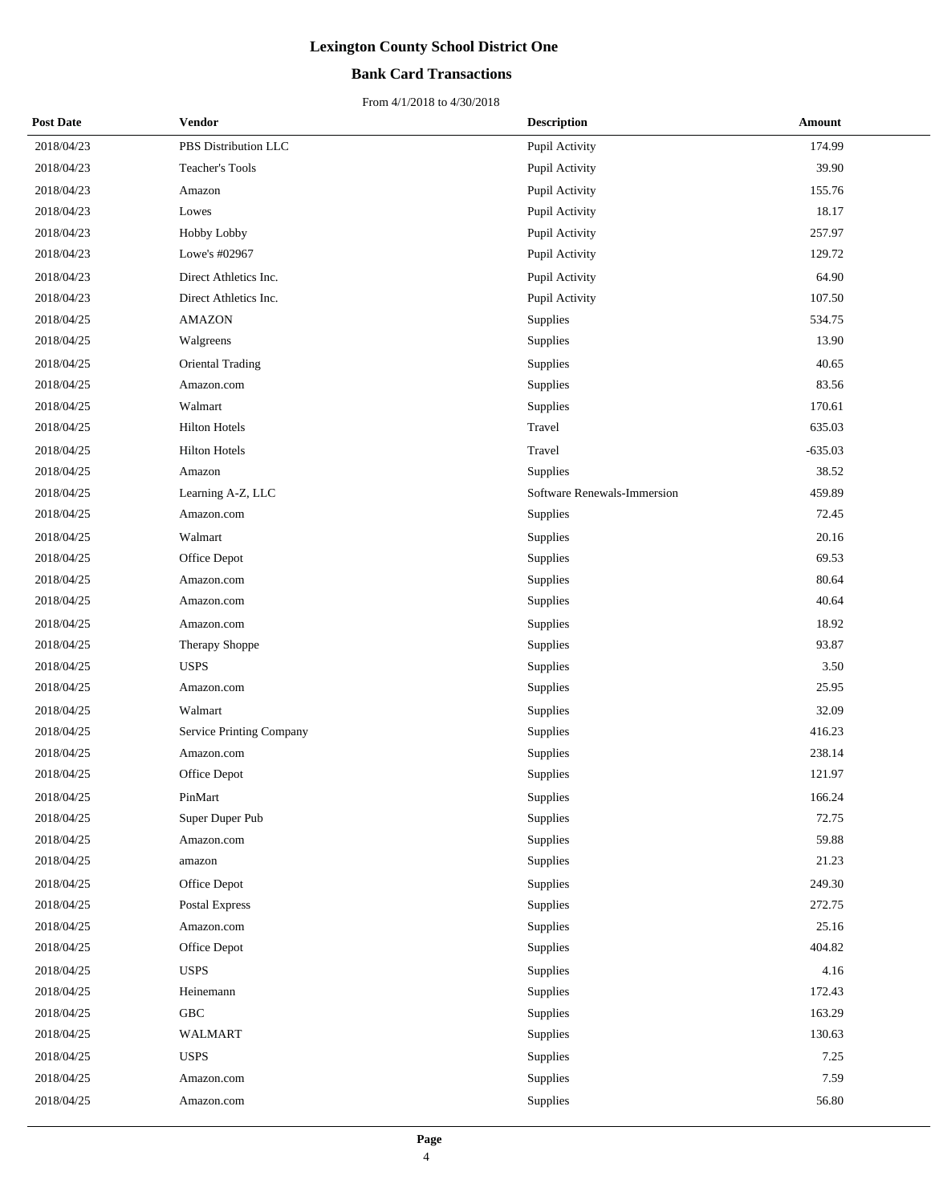# Lexington County School District One

## Bank Card Transactions

From 4/1/2018 to 4/30/2018

| Post Date | Vendor | Description | Amount |
|---|---|---|---|
| 2018/04/23 | PBS Distribution LLC | Pupil Activity | 174.99 |
| 2018/04/23 | Teacher's Tools | Pupil Activity | 39.90 |
| 2018/04/23 | Amazon | Pupil Activity | 155.76 |
| 2018/04/23 | Lowes | Pupil Activity | 18.17 |
| 2018/04/23 | Hobby Lobby | Pupil Activity | 257.97 |
| 2018/04/23 | Lowe's #02967 | Pupil Activity | 129.72 |
| 2018/04/23 | Direct Athletics Inc. | Pupil Activity | 64.90 |
| 2018/04/23 | Direct Athletics Inc. | Pupil Activity | 107.50 |
| 2018/04/25 | AMAZON | Supplies | 534.75 |
| 2018/04/25 | Walgreens | Supplies | 13.90 |
| 2018/04/25 | Oriental Trading | Supplies | 40.65 |
| 2018/04/25 | Amazon.com | Supplies | 83.56 |
| 2018/04/25 | Walmart | Supplies | 170.61 |
| 2018/04/25 | Hilton Hotels | Travel | 635.03 |
| 2018/04/25 | Hilton Hotels | Travel | -635.03 |
| 2018/04/25 | Amazon | Supplies | 38.52 |
| 2018/04/25 | Learning A-Z, LLC | Software Renewals-Immersion | 459.89 |
| 2018/04/25 | Amazon.com | Supplies | 72.45 |
| 2018/04/25 | Walmart | Supplies | 20.16 |
| 2018/04/25 | Office Depot | Supplies | 69.53 |
| 2018/04/25 | Amazon.com | Supplies | 80.64 |
| 2018/04/25 | Amazon.com | Supplies | 40.64 |
| 2018/04/25 | Amazon.com | Supplies | 18.92 |
| 2018/04/25 | Therapy Shoppe | Supplies | 93.87 |
| 2018/04/25 | USPS | Supplies | 3.50 |
| 2018/04/25 | Amazon.com | Supplies | 25.95 |
| 2018/04/25 | Walmart | Supplies | 32.09 |
| 2018/04/25 | Service Printing Company | Supplies | 416.23 |
| 2018/04/25 | Amazon.com | Supplies | 238.14 |
| 2018/04/25 | Office Depot | Supplies | 121.97 |
| 2018/04/25 | PinMart | Supplies | 166.24 |
| 2018/04/25 | Super Duper Pub | Supplies | 72.75 |
| 2018/04/25 | Amazon.com | Supplies | 59.88 |
| 2018/04/25 | amazon | Supplies | 21.23 |
| 2018/04/25 | Office Depot | Supplies | 249.30 |
| 2018/04/25 | Postal Express | Supplies | 272.75 |
| 2018/04/25 | Amazon.com | Supplies | 25.16 |
| 2018/04/25 | Office Depot | Supplies | 404.82 |
| 2018/04/25 | USPS | Supplies | 4.16 |
| 2018/04/25 | Heinemann | Supplies | 172.43 |
| 2018/04/25 | GBC | Supplies | 163.29 |
| 2018/04/25 | WALMART | Supplies | 130.63 |
| 2018/04/25 | USPS | Supplies | 7.25 |
| 2018/04/25 | Amazon.com | Supplies | 7.59 |
| 2018/04/25 | Amazon.com | Supplies | 56.80 |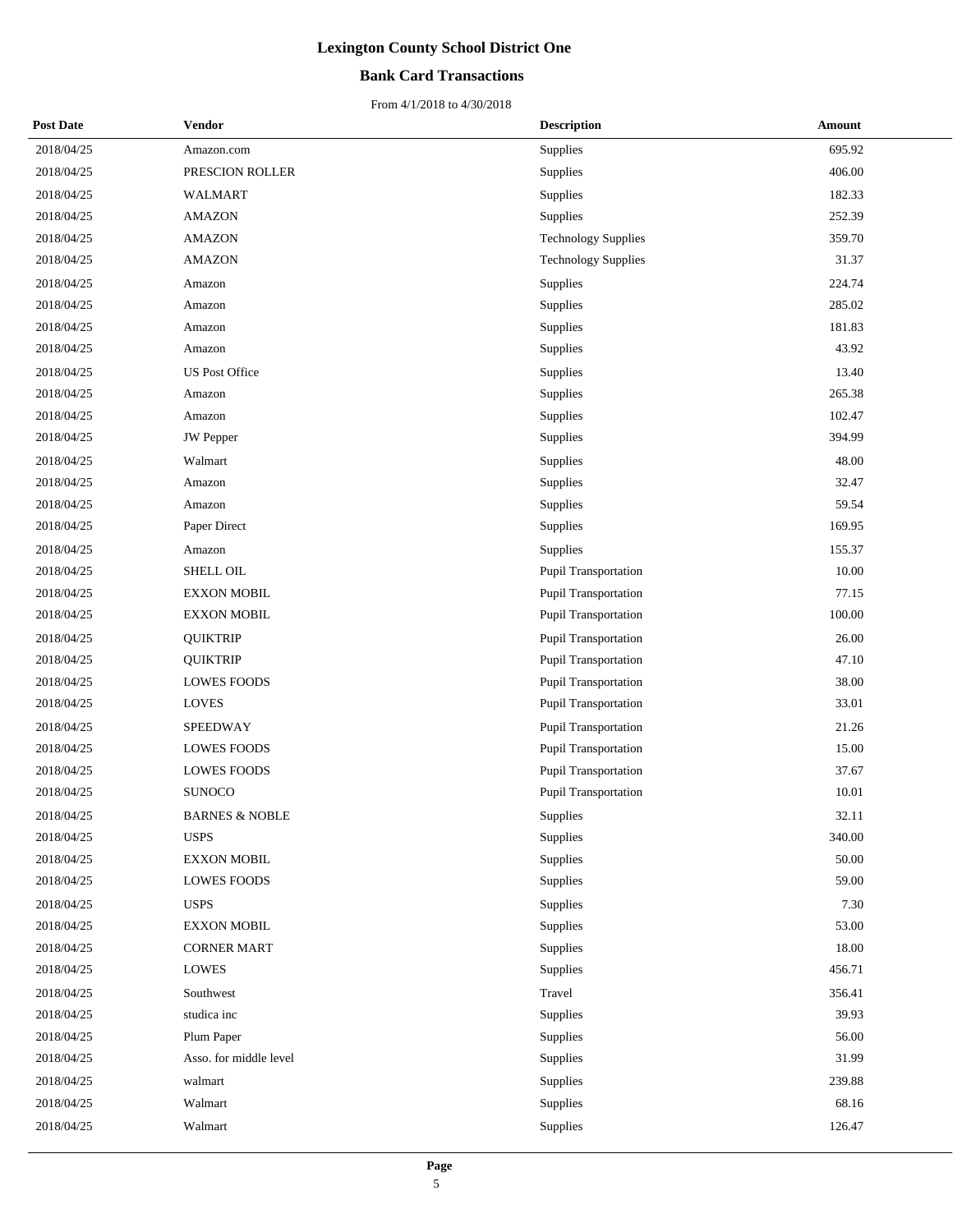# Lexington County School District One

## Bank Card Transactions

From 4/1/2018 to 4/30/2018

| Post Date | Vendor | Description | Amount |
|---|---|---|---|
| 2018/04/25 | Amazon.com | Supplies | 695.92 |
| 2018/04/25 | PRESCION ROLLER | Supplies | 406.00 |
| 2018/04/25 | WALMART | Supplies | 182.33 |
| 2018/04/25 | AMAZON | Supplies | 252.39 |
| 2018/04/25 | AMAZON | Technology Supplies | 359.70 |
| 2018/04/25 | AMAZON | Technology Supplies | 31.37 |
| 2018/04/25 | Amazon | Supplies | 224.74 |
| 2018/04/25 | Amazon | Supplies | 285.02 |
| 2018/04/25 | Amazon | Supplies | 181.83 |
| 2018/04/25 | Amazon | Supplies | 43.92 |
| 2018/04/25 | US Post Office | Supplies | 13.40 |
| 2018/04/25 | Amazon | Supplies | 265.38 |
| 2018/04/25 | Amazon | Supplies | 102.47 |
| 2018/04/25 | JW Pepper | Supplies | 394.99 |
| 2018/04/25 | Walmart | Supplies | 48.00 |
| 2018/04/25 | Amazon | Supplies | 32.47 |
| 2018/04/25 | Amazon | Supplies | 59.54 |
| 2018/04/25 | Paper Direct | Supplies | 169.95 |
| 2018/04/25 | Amazon | Supplies | 155.37 |
| 2018/04/25 | SHELL OIL | Pupil Transportation | 10.00 |
| 2018/04/25 | EXXON MOBIL | Pupil Transportation | 77.15 |
| 2018/04/25 | EXXON MOBIL | Pupil Transportation | 100.00 |
| 2018/04/25 | QUIKTRIP | Pupil Transportation | 26.00 |
| 2018/04/25 | QUIKTRIP | Pupil Transportation | 47.10 |
| 2018/04/25 | LOWES FOODS | Pupil Transportation | 38.00 |
| 2018/04/25 | LOVES | Pupil Transportation | 33.01 |
| 2018/04/25 | SPEEDWAY | Pupil Transportation | 21.26 |
| 2018/04/25 | LOWES FOODS | Pupil Transportation | 15.00 |
| 2018/04/25 | LOWES FOODS | Pupil Transportation | 37.67 |
| 2018/04/25 | SUNOCO | Pupil Transportation | 10.01 |
| 2018/04/25 | BARNES & NOBLE | Supplies | 32.11 |
| 2018/04/25 | USPS | Supplies | 340.00 |
| 2018/04/25 | EXXON MOBIL | Supplies | 50.00 |
| 2018/04/25 | LOWES FOODS | Supplies | 59.00 |
| 2018/04/25 | USPS | Supplies | 7.30 |
| 2018/04/25 | EXXON MOBIL | Supplies | 53.00 |
| 2018/04/25 | CORNER MART | Supplies | 18.00 |
| 2018/04/25 | LOWES | Supplies | 456.71 |
| 2018/04/25 | Southwest | Travel | 356.41 |
| 2018/04/25 | studica inc | Supplies | 39.93 |
| 2018/04/25 | Plum Paper | Supplies | 56.00 |
| 2018/04/25 | Asso. for middle level | Supplies | 31.99 |
| 2018/04/25 | walmart | Supplies | 239.88 |
| 2018/04/25 | Walmart | Supplies | 68.16 |
| 2018/04/25 | Walmart | Supplies | 126.47 |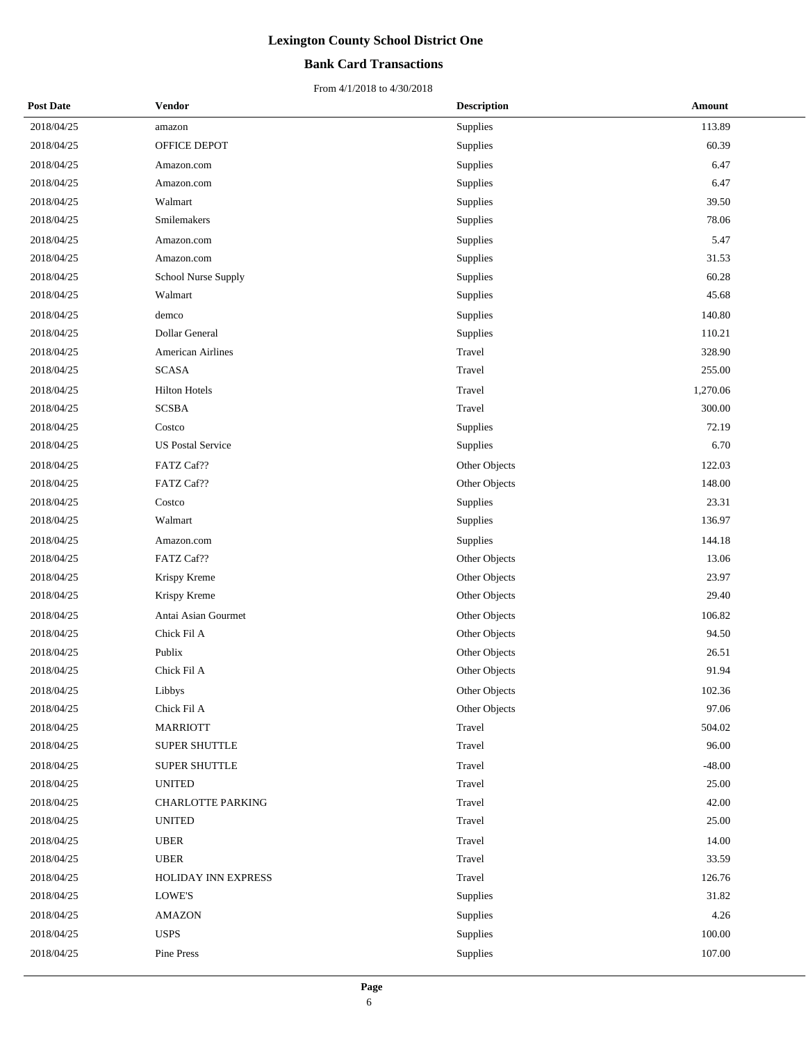# Lexington County School District One

## Bank Card Transactions

From 4/1/2018 to 4/30/2018

| Post Date | Vendor | Description | Amount |
|---|---|---|---|
| 2018/04/25 | amazon | Supplies | 113.89 |
| 2018/04/25 | OFFICE DEPOT | Supplies | 60.39 |
| 2018/04/25 | Amazon.com | Supplies | 6.47 |
| 2018/04/25 | Amazon.com | Supplies | 6.47 |
| 2018/04/25 | Walmart | Supplies | 39.50 |
| 2018/04/25 | Smilemakers | Supplies | 78.06 |
| 2018/04/25 | Amazon.com | Supplies | 5.47 |
| 2018/04/25 | Amazon.com | Supplies | 31.53 |
| 2018/04/25 | School Nurse Supply | Supplies | 60.28 |
| 2018/04/25 | Walmart | Supplies | 45.68 |
| 2018/04/25 | demco | Supplies | 140.80 |
| 2018/04/25 | Dollar General | Supplies | 110.21 |
| 2018/04/25 | American Airlines | Travel | 328.90 |
| 2018/04/25 | SCASA | Travel | 255.00 |
| 2018/04/25 | Hilton Hotels | Travel | 1,270.06 |
| 2018/04/25 | SCSBA | Travel | 300.00 |
| 2018/04/25 | Costco | Supplies | 72.19 |
| 2018/04/25 | US Postal Service | Supplies | 6.70 |
| 2018/04/25 | FATZ Caf?? | Other Objects | 122.03 |
| 2018/04/25 | FATZ Caf?? | Other Objects | 148.00 |
| 2018/04/25 | Costco | Supplies | 23.31 |
| 2018/04/25 | Walmart | Supplies | 136.97 |
| 2018/04/25 | Amazon.com | Supplies | 144.18 |
| 2018/04/25 | FATZ Caf?? | Other Objects | 13.06 |
| 2018/04/25 | Krispy Kreme | Other Objects | 23.97 |
| 2018/04/25 | Krispy Kreme | Other Objects | 29.40 |
| 2018/04/25 | Antai Asian Gourmet | Other Objects | 106.82 |
| 2018/04/25 | Chick Fil A | Other Objects | 94.50 |
| 2018/04/25 | Publix | Other Objects | 26.51 |
| 2018/04/25 | Chick Fil A | Other Objects | 91.94 |
| 2018/04/25 | Libbys | Other Objects | 102.36 |
| 2018/04/25 | Chick Fil A | Other Objects | 97.06 |
| 2018/04/25 | MARRIOTT | Travel | 504.02 |
| 2018/04/25 | SUPER SHUTTLE | Travel | 96.00 |
| 2018/04/25 | SUPER SHUTTLE | Travel | -48.00 |
| 2018/04/25 | UNITED | Travel | 25.00 |
| 2018/04/25 | CHARLOTTE PARKING | Travel | 42.00 |
| 2018/04/25 | UNITED | Travel | 25.00 |
| 2018/04/25 | UBER | Travel | 14.00 |
| 2018/04/25 | UBER | Travel | 33.59 |
| 2018/04/25 | HOLIDAY INN EXPRESS | Travel | 126.76 |
| 2018/04/25 | LOWE'S | Supplies | 31.82 |
| 2018/04/25 | AMAZON | Supplies | 4.26 |
| 2018/04/25 | USPS | Supplies | 100.00 |
| 2018/04/25 | Pine Press | Supplies | 107.00 |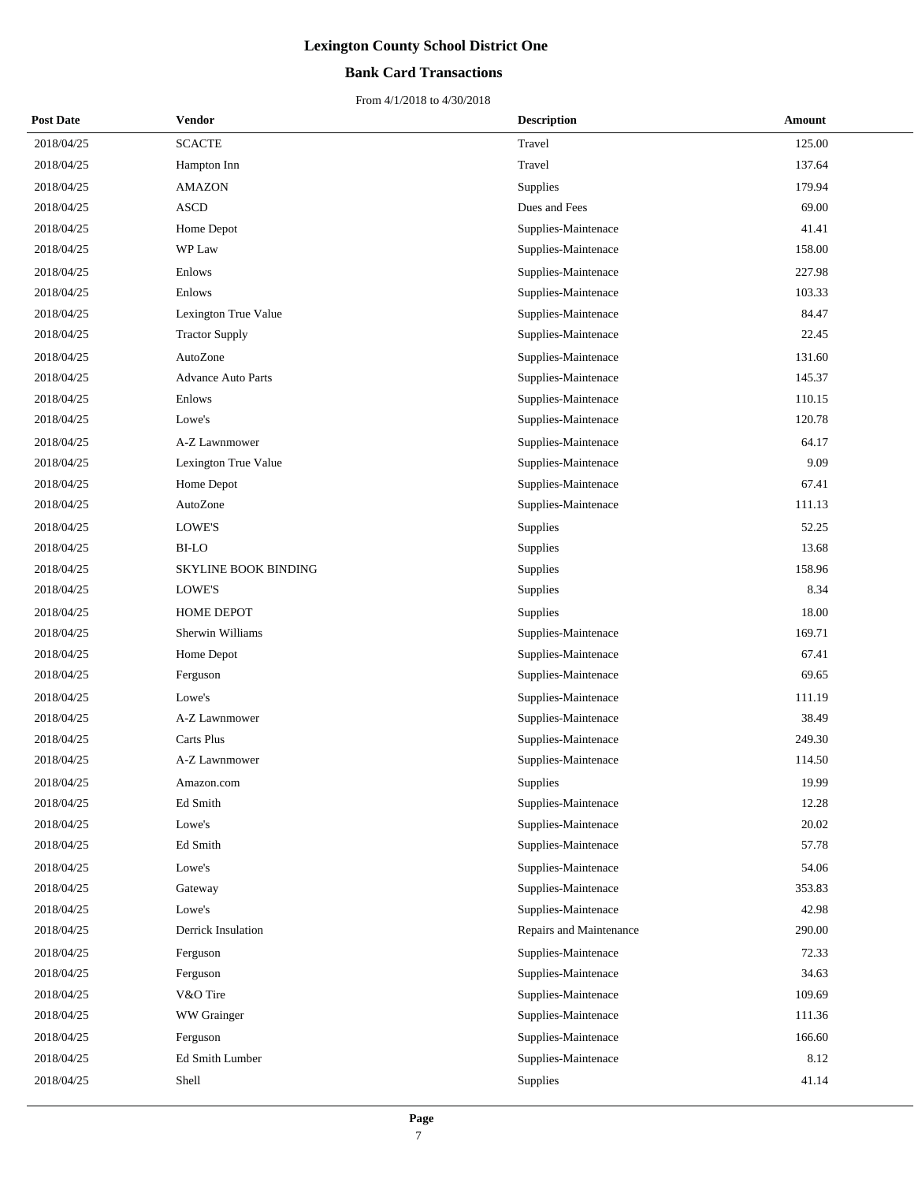# Lexington County School District One

## Bank Card Transactions

From 4/1/2018 to 4/30/2018

| Post Date | Vendor | Description | Amount |
|---|---|---|---|
| 2018/04/25 | SCACTE | Travel | 125.00 |
| 2018/04/25 | Hampton Inn | Travel | 137.64 |
| 2018/04/25 | AMAZON | Supplies | 179.94 |
| 2018/04/25 | ASCD | Dues and Fees | 69.00 |
| 2018/04/25 | Home Depot | Supplies-Maintenace | 41.41 |
| 2018/04/25 | WP Law | Supplies-Maintenace | 158.00 |
| 2018/04/25 | Enlows | Supplies-Maintenace | 227.98 |
| 2018/04/25 | Enlows | Supplies-Maintenace | 103.33 |
| 2018/04/25 | Lexington True Value | Supplies-Maintenace | 84.47 |
| 2018/04/25 | Tractor Supply | Supplies-Maintenace | 22.45 |
| 2018/04/25 | AutoZone | Supplies-Maintenace | 131.60 |
| 2018/04/25 | Advance Auto Parts | Supplies-Maintenace | 145.37 |
| 2018/04/25 | Enlows | Supplies-Maintenace | 110.15 |
| 2018/04/25 | Lowe's | Supplies-Maintenace | 120.78 |
| 2018/04/25 | A-Z Lawnmower | Supplies-Maintenace | 64.17 |
| 2018/04/25 | Lexington True Value | Supplies-Maintenace | 9.09 |
| 2018/04/25 | Home Depot | Supplies-Maintenace | 67.41 |
| 2018/04/25 | AutoZone | Supplies-Maintenace | 111.13 |
| 2018/04/25 | LOWE'S | Supplies | 52.25 |
| 2018/04/25 | BI-LO | Supplies | 13.68 |
| 2018/04/25 | SKYLINE BOOK BINDING | Supplies | 158.96 |
| 2018/04/25 | LOWE'S | Supplies | 8.34 |
| 2018/04/25 | HOME DEPOT | Supplies | 18.00 |
| 2018/04/25 | Sherwin Williams | Supplies-Maintenace | 169.71 |
| 2018/04/25 | Home Depot | Supplies-Maintenace | 67.41 |
| 2018/04/25 | Ferguson | Supplies-Maintenace | 69.65 |
| 2018/04/25 | Lowe's | Supplies-Maintenace | 111.19 |
| 2018/04/25 | A-Z Lawnmower | Supplies-Maintenace | 38.49 |
| 2018/04/25 | Carts Plus | Supplies-Maintenace | 249.30 |
| 2018/04/25 | A-Z Lawnmower | Supplies-Maintenace | 114.50 |
| 2018/04/25 | Amazon.com | Supplies | 19.99 |
| 2018/04/25 | Ed Smith | Supplies-Maintenace | 12.28 |
| 2018/04/25 | Lowe's | Supplies-Maintenace | 20.02 |
| 2018/04/25 | Ed Smith | Supplies-Maintenace | 57.78 |
| 2018/04/25 | Lowe's | Supplies-Maintenace | 54.06 |
| 2018/04/25 | Gateway | Supplies-Maintenace | 353.83 |
| 2018/04/25 | Lowe's | Supplies-Maintenace | 42.98 |
| 2018/04/25 | Derrick Insulation | Repairs and Maintenance | 290.00 |
| 2018/04/25 | Ferguson | Supplies-Maintenace | 72.33 |
| 2018/04/25 | Ferguson | Supplies-Maintenace | 34.63 |
| 2018/04/25 | V&O Tire | Supplies-Maintenace | 109.69 |
| 2018/04/25 | WW Grainger | Supplies-Maintenace | 111.36 |
| 2018/04/25 | Ferguson | Supplies-Maintenace | 166.60 |
| 2018/04/25 | Ed Smith Lumber | Supplies-Maintenace | 8.12 |
| 2018/04/25 | Shell | Supplies | 41.14 |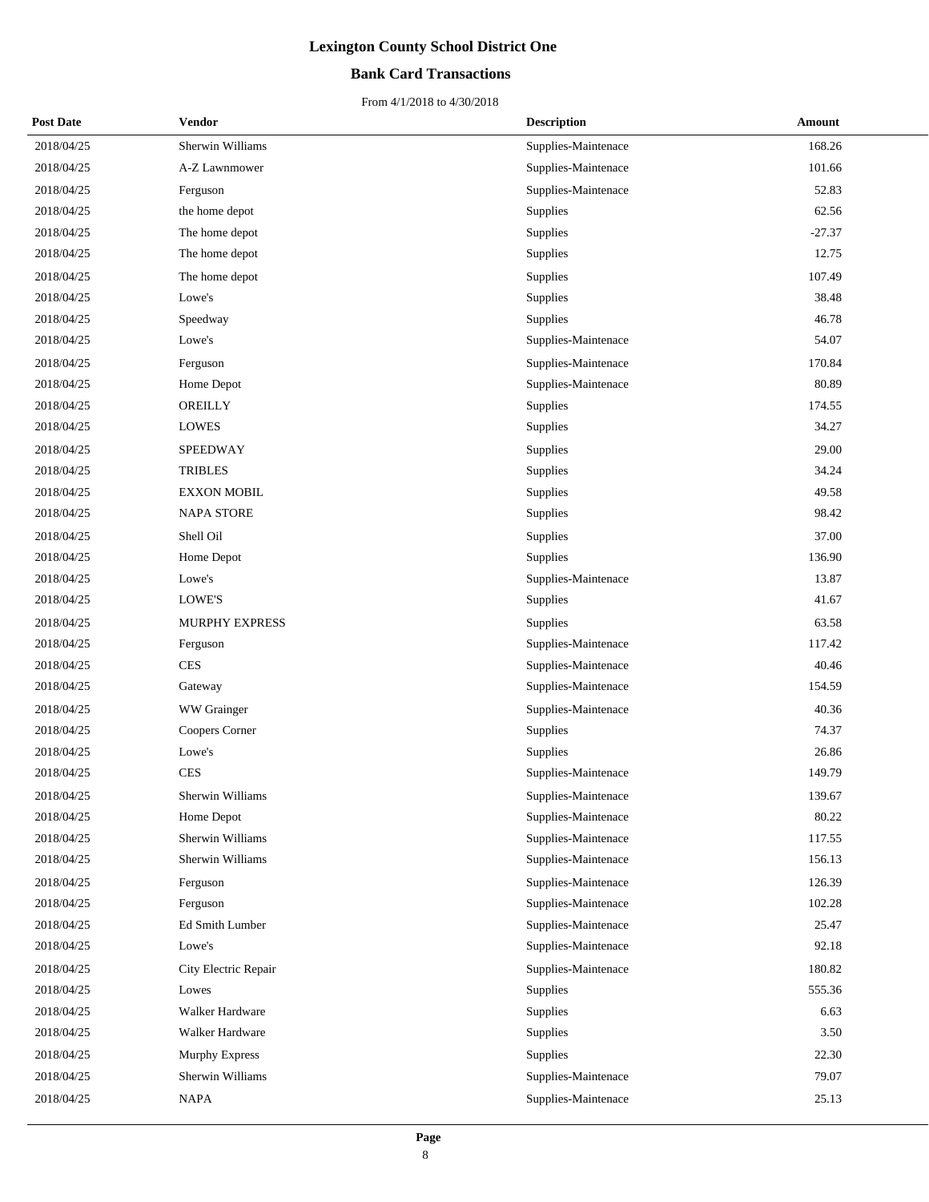# Lexington County School District One

## Bank Card Transactions

From 4/1/2018 to 4/30/2018

| Post Date | Vendor | Description | Amount |
|---|---|---|---|
| 2018/04/25 | Sherwin Williams | Supplies-Maintenace | 168.26 |
| 2018/04/25 | A-Z Lawnmower | Supplies-Maintenace | 101.66 |
| 2018/04/25 | Ferguson | Supplies-Maintenace | 52.83 |
| 2018/04/25 | the home depot | Supplies | 62.56 |
| 2018/04/25 | The home depot | Supplies | -27.37 |
| 2018/04/25 | The home depot | Supplies | 12.75 |
| 2018/04/25 | The home depot | Supplies | 107.49 |
| 2018/04/25 | Lowe's | Supplies | 38.48 |
| 2018/04/25 | Speedway | Supplies | 46.78 |
| 2018/04/25 | Lowe's | Supplies-Maintenace | 54.07 |
| 2018/04/25 | Ferguson | Supplies-Maintenace | 170.84 |
| 2018/04/25 | Home Depot | Supplies-Maintenace | 80.89 |
| 2018/04/25 | OREILLY | Supplies | 174.55 |
| 2018/04/25 | LOWES | Supplies | 34.27 |
| 2018/04/25 | SPEEDWAY | Supplies | 29.00 |
| 2018/04/25 | TRIBLES | Supplies | 34.24 |
| 2018/04/25 | EXXON MOBIL | Supplies | 49.58 |
| 2018/04/25 | NAPA STORE | Supplies | 98.42 |
| 2018/04/25 | Shell Oil | Supplies | 37.00 |
| 2018/04/25 | Home Depot | Supplies | 136.90 |
| 2018/04/25 | Lowe's | Supplies-Maintenace | 13.87 |
| 2018/04/25 | LOWE'S | Supplies | 41.67 |
| 2018/04/25 | MURPHY EXPRESS | Supplies | 63.58 |
| 2018/04/25 | Ferguson | Supplies-Maintenace | 117.42 |
| 2018/04/25 | CES | Supplies-Maintenace | 40.46 |
| 2018/04/25 | Gateway | Supplies-Maintenace | 154.59 |
| 2018/04/25 | WW Grainger | Supplies-Maintenace | 40.36 |
| 2018/04/25 | Coopers Corner | Supplies | 74.37 |
| 2018/04/25 | Lowe's | Supplies | 26.86 |
| 2018/04/25 | CES | Supplies-Maintenace | 149.79 |
| 2018/04/25 | Sherwin Williams | Supplies-Maintenace | 139.67 |
| 2018/04/25 | Home Depot | Supplies-Maintenace | 80.22 |
| 2018/04/25 | Sherwin Williams | Supplies-Maintenace | 117.55 |
| 2018/04/25 | Sherwin Williams | Supplies-Maintenace | 156.13 |
| 2018/04/25 | Ferguson | Supplies-Maintenace | 126.39 |
| 2018/04/25 | Ferguson | Supplies-Maintenace | 102.28 |
| 2018/04/25 | Ed Smith Lumber | Supplies-Maintenace | 25.47 |
| 2018/04/25 | Lowe's | Supplies-Maintenace | 92.18 |
| 2018/04/25 | City Electric Repair | Supplies-Maintenace | 180.82 |
| 2018/04/25 | Lowes | Supplies | 555.36 |
| 2018/04/25 | Walker Hardware | Supplies | 6.63 |
| 2018/04/25 | Walker Hardware | Supplies | 3.50 |
| 2018/04/25 | Murphy Express | Supplies | 22.30 |
| 2018/04/25 | Sherwin Williams | Supplies-Maintenace | 79.07 |
| 2018/04/25 | NAPA | Supplies-Maintenace | 25.13 |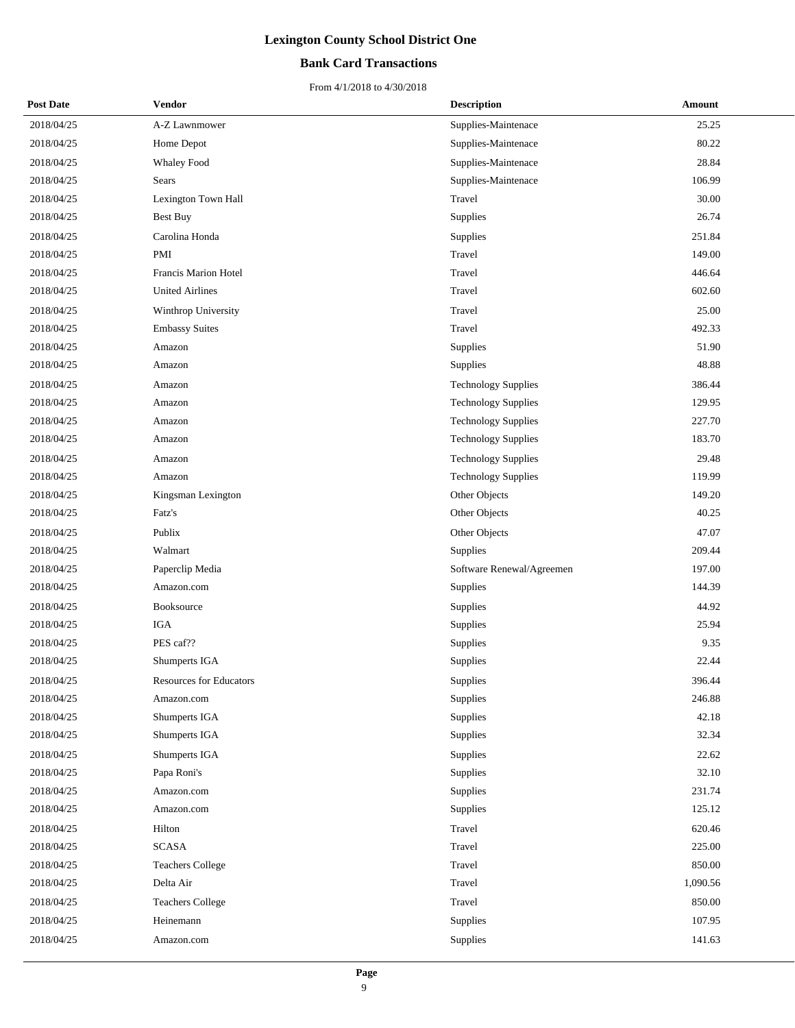# Lexington County School District One

## Bank Card Transactions

From 4/1/2018 to 4/30/2018

| Post Date | Vendor | Description | Amount |
|---|---|---|---|
| 2018/04/25 | A-Z Lawnmower | Supplies-Maintenace | 25.25 |
| 2018/04/25 | Home Depot | Supplies-Maintenace | 80.22 |
| 2018/04/25 | Whaley Food | Supplies-Maintenace | 28.84 |
| 2018/04/25 | Sears | Supplies-Maintenace | 106.99 |
| 2018/04/25 | Lexington Town Hall | Travel | 30.00 |
| 2018/04/25 | Best Buy | Supplies | 26.74 |
| 2018/04/25 | Carolina Honda | Supplies | 251.84 |
| 2018/04/25 | PMI | Travel | 149.00 |
| 2018/04/25 | Francis Marion Hotel | Travel | 446.64 |
| 2018/04/25 | United Airlines | Travel | 602.60 |
| 2018/04/25 | Winthrop University | Travel | 25.00 |
| 2018/04/25 | Embassy Suites | Travel | 492.33 |
| 2018/04/25 | Amazon | Supplies | 51.90 |
| 2018/04/25 | Amazon | Supplies | 48.88 |
| 2018/04/25 | Amazon | Technology Supplies | 386.44 |
| 2018/04/25 | Amazon | Technology Supplies | 129.95 |
| 2018/04/25 | Amazon | Technology Supplies | 227.70 |
| 2018/04/25 | Amazon | Technology Supplies | 183.70 |
| 2018/04/25 | Amazon | Technology Supplies | 29.48 |
| 2018/04/25 | Amazon | Technology Supplies | 119.99 |
| 2018/04/25 | Kingsman Lexington | Other Objects | 149.20 |
| 2018/04/25 | Fatz's | Other Objects | 40.25 |
| 2018/04/25 | Publix | Other Objects | 47.07 |
| 2018/04/25 | Walmart | Supplies | 209.44 |
| 2018/04/25 | Paperclip Media | Software Renewal/Agreemen | 197.00 |
| 2018/04/25 | Amazon.com | Supplies | 144.39 |
| 2018/04/25 | Booksource | Supplies | 44.92 |
| 2018/04/25 | IGA | Supplies | 25.94 |
| 2018/04/25 | PES caf?? | Supplies | 9.35 |
| 2018/04/25 | Shumperts IGA | Supplies | 22.44 |
| 2018/04/25 | Resources for Educators | Supplies | 396.44 |
| 2018/04/25 | Amazon.com | Supplies | 246.88 |
| 2018/04/25 | Shumperts IGA | Supplies | 42.18 |
| 2018/04/25 | Shumperts IGA | Supplies | 32.34 |
| 2018/04/25 | Shumperts IGA | Supplies | 22.62 |
| 2018/04/25 | Papa Roni's | Supplies | 32.10 |
| 2018/04/25 | Amazon.com | Supplies | 231.74 |
| 2018/04/25 | Amazon.com | Supplies | 125.12 |
| 2018/04/25 | Hilton | Travel | 620.46 |
| 2018/04/25 | SCASA | Travel | 225.00 |
| 2018/04/25 | Teachers College | Travel | 850.00 |
| 2018/04/25 | Delta Air | Travel | 1,090.56 |
| 2018/04/25 | Teachers College | Travel | 850.00 |
| 2018/04/25 | Heinemann | Supplies | 107.95 |
| 2018/04/25 | Amazon.com | Supplies | 141.63 |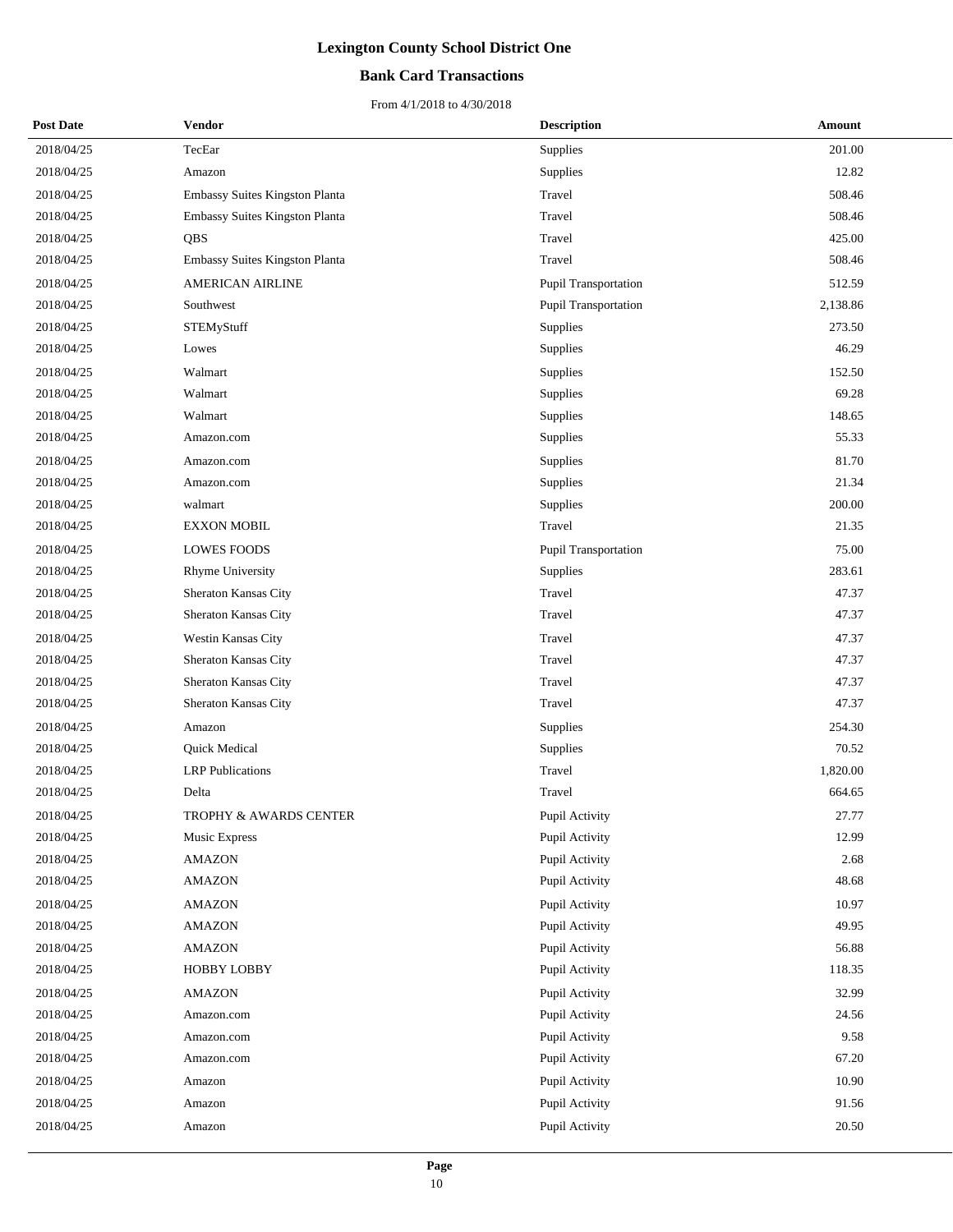# Lexington County School District One

## Bank Card Transactions

From 4/1/2018 to 4/30/2018

| Post Date | Vendor | Description | Amount |
|---|---|---|---|
| 2018/04/25 | TecEar | Supplies | 201.00 |
| 2018/04/25 | Amazon | Supplies | 12.82 |
| 2018/04/25 | Embassy Suites Kingston Planta | Travel | 508.46 |
| 2018/04/25 | Embassy Suites Kingston Planta | Travel | 508.46 |
| 2018/04/25 | QBS | Travel | 425.00 |
| 2018/04/25 | Embassy Suites Kingston Planta | Travel | 508.46 |
| 2018/04/25 | AMERICAN AIRLINE | Pupil Transportation | 512.59 |
| 2018/04/25 | Southwest | Pupil Transportation | 2,138.86 |
| 2018/04/25 | STEMyStuff | Supplies | 273.50 |
| 2018/04/25 | Lowes | Supplies | 46.29 |
| 2018/04/25 | Walmart | Supplies | 152.50 |
| 2018/04/25 | Walmart | Supplies | 69.28 |
| 2018/04/25 | Walmart | Supplies | 148.65 |
| 2018/04/25 | Amazon.com | Supplies | 55.33 |
| 2018/04/25 | Amazon.com | Supplies | 81.70 |
| 2018/04/25 | Amazon.com | Supplies | 21.34 |
| 2018/04/25 | walmart | Supplies | 200.00 |
| 2018/04/25 | EXXON MOBIL | Travel | 21.35 |
| 2018/04/25 | LOWES FOODS | Pupil Transportation | 75.00 |
| 2018/04/25 | Rhyme University | Supplies | 283.61 |
| 2018/04/25 | Sheraton Kansas City | Travel | 47.37 |
| 2018/04/25 | Sheraton Kansas City | Travel | 47.37 |
| 2018/04/25 | Westin Kansas City | Travel | 47.37 |
| 2018/04/25 | Sheraton Kansas City | Travel | 47.37 |
| 2018/04/25 | Sheraton Kansas City | Travel | 47.37 |
| 2018/04/25 | Sheraton Kansas City | Travel | 47.37 |
| 2018/04/25 | Amazon | Supplies | 254.30 |
| 2018/04/25 | Quick Medical | Supplies | 70.52 |
| 2018/04/25 | LRP Publications | Travel | 1,820.00 |
| 2018/04/25 | Delta | Travel | 664.65 |
| 2018/04/25 | TROPHY & AWARDS CENTER | Pupil Activity | 27.77 |
| 2018/04/25 | Music Express | Pupil Activity | 12.99 |
| 2018/04/25 | AMAZON | Pupil Activity | 2.68 |
| 2018/04/25 | AMAZON | Pupil Activity | 48.68 |
| 2018/04/25 | AMAZON | Pupil Activity | 10.97 |
| 2018/04/25 | AMAZON | Pupil Activity | 49.95 |
| 2018/04/25 | AMAZON | Pupil Activity | 56.88 |
| 2018/04/25 | HOBBY LOBBY | Pupil Activity | 118.35 |
| 2018/04/25 | AMAZON | Pupil Activity | 32.99 |
| 2018/04/25 | Amazon.com | Pupil Activity | 24.56 |
| 2018/04/25 | Amazon.com | Pupil Activity | 9.58 |
| 2018/04/25 | Amazon.com | Pupil Activity | 67.20 |
| 2018/04/25 | Amazon | Pupil Activity | 10.90 |
| 2018/04/25 | Amazon | Pupil Activity | 91.56 |
| 2018/04/25 | Amazon | Pupil Activity | 20.50 |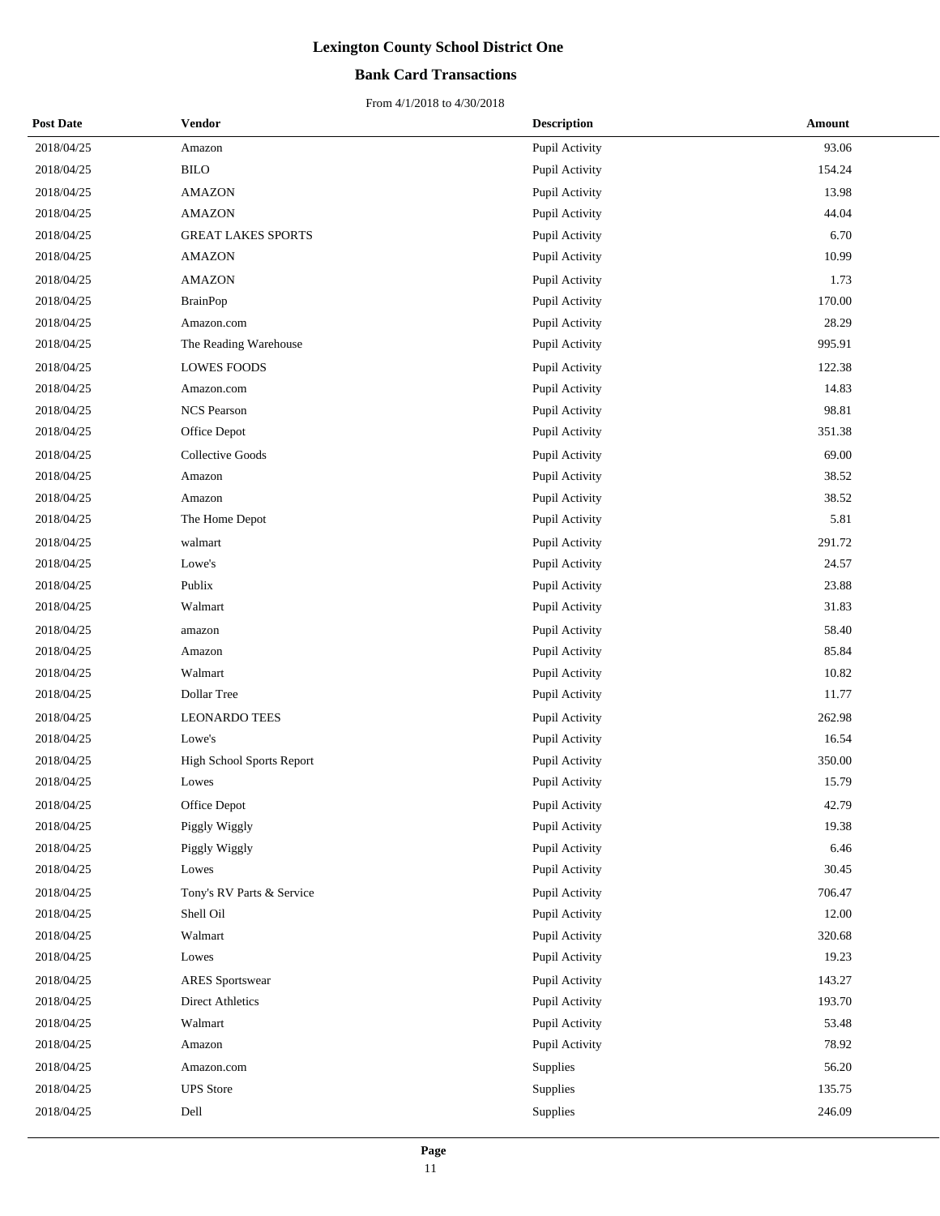# Lexington County School District One

## Bank Card Transactions

From 4/1/2018 to 4/30/2018

| Post Date | Vendor | Description | Amount |
|---|---|---|---|
| 2018/04/25 | Amazon | Pupil Activity | 93.06 |
| 2018/04/25 | BILO | Pupil Activity | 154.24 |
| 2018/04/25 | AMAZON | Pupil Activity | 13.98 |
| 2018/04/25 | AMAZON | Pupil Activity | 44.04 |
| 2018/04/25 | GREAT LAKES SPORTS | Pupil Activity | 6.70 |
| 2018/04/25 | AMAZON | Pupil Activity | 10.99 |
| 2018/04/25 | AMAZON | Pupil Activity | 1.73 |
| 2018/04/25 | BrainPop | Pupil Activity | 170.00 |
| 2018/04/25 | Amazon.com | Pupil Activity | 28.29 |
| 2018/04/25 | The Reading Warehouse | Pupil Activity | 995.91 |
| 2018/04/25 | LOWES FOODS | Pupil Activity | 122.38 |
| 2018/04/25 | Amazon.com | Pupil Activity | 14.83 |
| 2018/04/25 | NCS Pearson | Pupil Activity | 98.81 |
| 2018/04/25 | Office Depot | Pupil Activity | 351.38 |
| 2018/04/25 | Collective Goods | Pupil Activity | 69.00 |
| 2018/04/25 | Amazon | Pupil Activity | 38.52 |
| 2018/04/25 | Amazon | Pupil Activity | 38.52 |
| 2018/04/25 | The Home Depot | Pupil Activity | 5.81 |
| 2018/04/25 | walmart | Pupil Activity | 291.72 |
| 2018/04/25 | Lowe's | Pupil Activity | 24.57 |
| 2018/04/25 | Publix | Pupil Activity | 23.88 |
| 2018/04/25 | Walmart | Pupil Activity | 31.83 |
| 2018/04/25 | amazon | Pupil Activity | 58.40 |
| 2018/04/25 | Amazon | Pupil Activity | 85.84 |
| 2018/04/25 | Walmart | Pupil Activity | 10.82 |
| 2018/04/25 | Dollar Tree | Pupil Activity | 11.77 |
| 2018/04/25 | LEONARDO TEES | Pupil Activity | 262.98 |
| 2018/04/25 | Lowe's | Pupil Activity | 16.54 |
| 2018/04/25 | High School Sports Report | Pupil Activity | 350.00 |
| 2018/04/25 | Lowes | Pupil Activity | 15.79 |
| 2018/04/25 | Office Depot | Pupil Activity | 42.79 |
| 2018/04/25 | Piggly Wiggly | Pupil Activity | 19.38 |
| 2018/04/25 | Piggly Wiggly | Pupil Activity | 6.46 |
| 2018/04/25 | Lowes | Pupil Activity | 30.45 |
| 2018/04/25 | Tony's RV Parts & Service | Pupil Activity | 706.47 |
| 2018/04/25 | Shell Oil | Pupil Activity | 12.00 |
| 2018/04/25 | Walmart | Pupil Activity | 320.68 |
| 2018/04/25 | Lowes | Pupil Activity | 19.23 |
| 2018/04/25 | ARES Sportswear | Pupil Activity | 143.27 |
| 2018/04/25 | Direct Athletics | Pupil Activity | 193.70 |
| 2018/04/25 | Walmart | Pupil Activity | 53.48 |
| 2018/04/25 | Amazon | Pupil Activity | 78.92 |
| 2018/04/25 | Amazon.com | Supplies | 56.20 |
| 2018/04/25 | UPS Store | Supplies | 135.75 |
| 2018/04/25 | Dell | Supplies | 246.09 |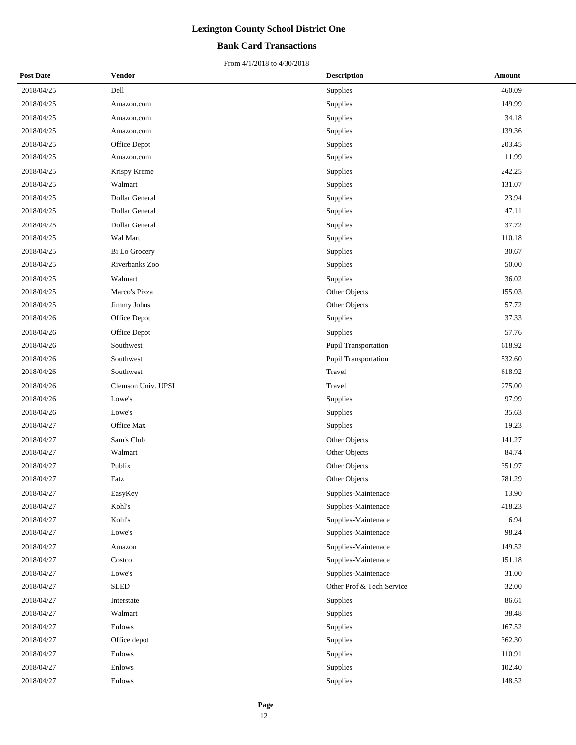# Lexington County School District One

## Bank Card Transactions

From 4/1/2018 to 4/30/2018

| Post Date | Vendor | Description | Amount |
|---|---|---|---|
| 2018/04/25 | Dell | Supplies | 460.09 |
| 2018/04/25 | Amazon.com | Supplies | 149.99 |
| 2018/04/25 | Amazon.com | Supplies | 34.18 |
| 2018/04/25 | Amazon.com | Supplies | 139.36 |
| 2018/04/25 | Office Depot | Supplies | 203.45 |
| 2018/04/25 | Amazon.com | Supplies | 11.99 |
| 2018/04/25 | Krispy Kreme | Supplies | 242.25 |
| 2018/04/25 | Walmart | Supplies | 131.07 |
| 2018/04/25 | Dollar General | Supplies | 23.94 |
| 2018/04/25 | Dollar General | Supplies | 47.11 |
| 2018/04/25 | Dollar General | Supplies | 37.72 |
| 2018/04/25 | Wal Mart | Supplies | 110.18 |
| 2018/04/25 | Bi Lo Grocery | Supplies | 30.67 |
| 2018/04/25 | Riverbanks Zoo | Supplies | 50.00 |
| 2018/04/25 | Walmart | Supplies | 36.02 |
| 2018/04/25 | Marco's Pizza | Other Objects | 155.03 |
| 2018/04/25 | Jimmy Johns | Other Objects | 57.72 |
| 2018/04/26 | Office Depot | Supplies | 37.33 |
| 2018/04/26 | Office Depot | Supplies | 57.76 |
| 2018/04/26 | Southwest | Pupil Transportation | 618.92 |
| 2018/04/26 | Southwest | Pupil Transportation | 532.60 |
| 2018/04/26 | Southwest | Travel | 618.92 |
| 2018/04/26 | Clemson Univ. UPSI | Travel | 275.00 |
| 2018/04/26 | Lowe's | Supplies | 97.99 |
| 2018/04/26 | Lowe's | Supplies | 35.63 |
| 2018/04/27 | Office Max | Supplies | 19.23 |
| 2018/04/27 | Sam's Club | Other Objects | 141.27 |
| 2018/04/27 | Walmart | Other Objects | 84.74 |
| 2018/04/27 | Publix | Other Objects | 351.97 |
| 2018/04/27 | Fatz | Other Objects | 781.29 |
| 2018/04/27 | EasyKey | Supplies-Maintenace | 13.90 |
| 2018/04/27 | Kohl's | Supplies-Maintenace | 418.23 |
| 2018/04/27 | Kohl's | Supplies-Maintenace | 6.94 |
| 2018/04/27 | Lowe's | Supplies-Maintenace | 98.24 |
| 2018/04/27 | Amazon | Supplies-Maintenace | 149.52 |
| 2018/04/27 | Costco | Supplies-Maintenace | 151.18 |
| 2018/04/27 | Lowe's | Supplies-Maintenace | 31.00 |
| 2018/04/27 | SLED | Other Prof & Tech Service | 32.00 |
| 2018/04/27 | Interstate | Supplies | 86.61 |
| 2018/04/27 | Walmart | Supplies | 38.48 |
| 2018/04/27 | Enlows | Supplies | 167.52 |
| 2018/04/27 | Office depot | Supplies | 362.30 |
| 2018/04/27 | Enlows | Supplies | 110.91 |
| 2018/04/27 | Enlows | Supplies | 102.40 |
| 2018/04/27 | Enlows | Supplies | 148.52 |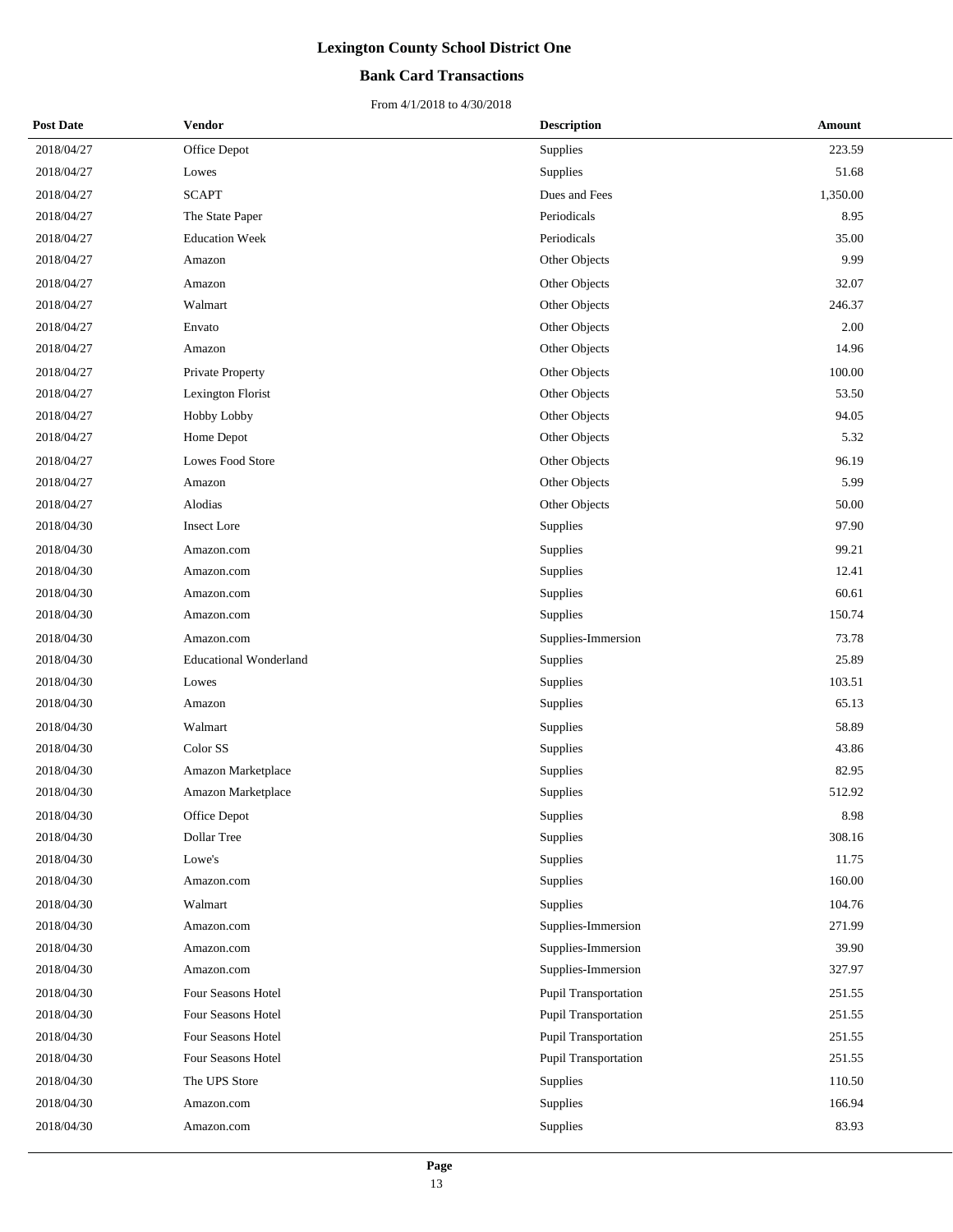# Lexington County School District One

## Bank Card Transactions

From 4/1/2018 to 4/30/2018

| Post Date | Vendor | Description | Amount |
|---|---|---|---|
| 2018/04/27 | Office Depot | Supplies | 223.59 |
| 2018/04/27 | Lowes | Supplies | 51.68 |
| 2018/04/27 | SCAPT | Dues and Fees | 1,350.00 |
| 2018/04/27 | The State Paper | Periodicals | 8.95 |
| 2018/04/27 | Education Week | Periodicals | 35.00 |
| 2018/04/27 | Amazon | Other Objects | 9.99 |
| 2018/04/27 | Amazon | Other Objects | 32.07 |
| 2018/04/27 | Walmart | Other Objects | 246.37 |
| 2018/04/27 | Envato | Other Objects | 2.00 |
| 2018/04/27 | Amazon | Other Objects | 14.96 |
| 2018/04/27 | Private Property | Other Objects | 100.00 |
| 2018/04/27 | Lexington Florist | Other Objects | 53.50 |
| 2018/04/27 | Hobby Lobby | Other Objects | 94.05 |
| 2018/04/27 | Home Depot | Other Objects | 5.32 |
| 2018/04/27 | Lowes Food Store | Other Objects | 96.19 |
| 2018/04/27 | Amazon | Other Objects | 5.99 |
| 2018/04/27 | Alodias | Other Objects | 50.00 |
| 2018/04/30 | Insect Lore | Supplies | 97.90 |
| 2018/04/30 | Amazon.com | Supplies | 99.21 |
| 2018/04/30 | Amazon.com | Supplies | 12.41 |
| 2018/04/30 | Amazon.com | Supplies | 60.61 |
| 2018/04/30 | Amazon.com | Supplies | 150.74 |
| 2018/04/30 | Amazon.com | Supplies-Immersion | 73.78 |
| 2018/04/30 | Educational Wonderland | Supplies | 25.89 |
| 2018/04/30 | Lowes | Supplies | 103.51 |
| 2018/04/30 | Amazon | Supplies | 65.13 |
| 2018/04/30 | Walmart | Supplies | 58.89 |
| 2018/04/30 | Color SS | Supplies | 43.86 |
| 2018/04/30 | Amazon Marketplace | Supplies | 82.95 |
| 2018/04/30 | Amazon Marketplace | Supplies | 512.92 |
| 2018/04/30 | Office Depot | Supplies | 8.98 |
| 2018/04/30 | Dollar Tree | Supplies | 308.16 |
| 2018/04/30 | Lowe's | Supplies | 11.75 |
| 2018/04/30 | Amazon.com | Supplies | 160.00 |
| 2018/04/30 | Walmart | Supplies | 104.76 |
| 2018/04/30 | Amazon.com | Supplies-Immersion | 271.99 |
| 2018/04/30 | Amazon.com | Supplies-Immersion | 39.90 |
| 2018/04/30 | Amazon.com | Supplies-Immersion | 327.97 |
| 2018/04/30 | Four Seasons Hotel | Pupil Transportation | 251.55 |
| 2018/04/30 | Four Seasons Hotel | Pupil Transportation | 251.55 |
| 2018/04/30 | Four Seasons Hotel | Pupil Transportation | 251.55 |
| 2018/04/30 | Four Seasons Hotel | Pupil Transportation | 251.55 |
| 2018/04/30 | The UPS Store | Supplies | 110.50 |
| 2018/04/30 | Amazon.com | Supplies | 166.94 |
| 2018/04/30 | Amazon.com | Supplies | 83.93 |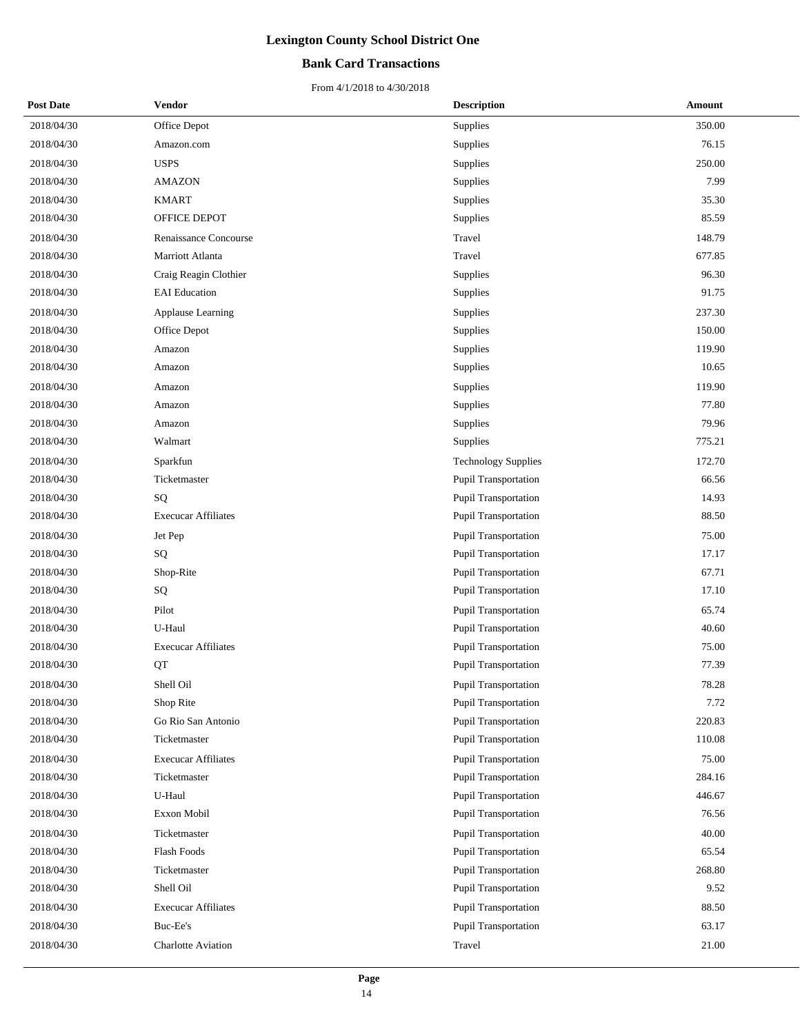# Lexington County School District One

## Bank Card Transactions

From 4/1/2018 to 4/30/2018

| Post Date | Vendor | Description | Amount |
|---|---|---|---|
| 2018/04/30 | Office Depot | Supplies | 350.00 |
| 2018/04/30 | Amazon.com | Supplies | 76.15 |
| 2018/04/30 | USPS | Supplies | 250.00 |
| 2018/04/30 | AMAZON | Supplies | 7.99 |
| 2018/04/30 | KMART | Supplies | 35.30 |
| 2018/04/30 | OFFICE DEPOT | Supplies | 85.59 |
| 2018/04/30 | Renaissance Concourse | Travel | 148.79 |
| 2018/04/30 | Marriott Atlanta | Travel | 677.85 |
| 2018/04/30 | Craig Reagin Clothier | Supplies | 96.30 |
| 2018/04/30 | EAI Education | Supplies | 91.75 |
| 2018/04/30 | Applause Learning | Supplies | 237.30 |
| 2018/04/30 | Office Depot | Supplies | 150.00 |
| 2018/04/30 | Amazon | Supplies | 119.90 |
| 2018/04/30 | Amazon | Supplies | 10.65 |
| 2018/04/30 | Amazon | Supplies | 119.90 |
| 2018/04/30 | Amazon | Supplies | 77.80 |
| 2018/04/30 | Amazon | Supplies | 79.96 |
| 2018/04/30 | Walmart | Supplies | 775.21 |
| 2018/04/30 | Sparkfun | Technology Supplies | 172.70 |
| 2018/04/30 | Ticketmaster | Pupil Transportation | 66.56 |
| 2018/04/30 | SQ | Pupil Transportation | 14.93 |
| 2018/04/30 | Execucar Affiliates | Pupil Transportation | 88.50 |
| 2018/04/30 | Jet Pep | Pupil Transportation | 75.00 |
| 2018/04/30 | SQ | Pupil Transportation | 17.17 |
| 2018/04/30 | Shop-Rite | Pupil Transportation | 67.71 |
| 2018/04/30 | SQ | Pupil Transportation | 17.10 |
| 2018/04/30 | Pilot | Pupil Transportation | 65.74 |
| 2018/04/30 | U-Haul | Pupil Transportation | 40.60 |
| 2018/04/30 | Execucar Affiliates | Pupil Transportation | 75.00 |
| 2018/04/30 | QT | Pupil Transportation | 77.39 |
| 2018/04/30 | Shell Oil | Pupil Transportation | 78.28 |
| 2018/04/30 | Shop Rite | Pupil Transportation | 7.72 |
| 2018/04/30 | Go Rio San Antonio | Pupil Transportation | 220.83 |
| 2018/04/30 | Ticketmaster | Pupil Transportation | 110.08 |
| 2018/04/30 | Execucar Affiliates | Pupil Transportation | 75.00 |
| 2018/04/30 | Ticketmaster | Pupil Transportation | 284.16 |
| 2018/04/30 | U-Haul | Pupil Transportation | 446.67 |
| 2018/04/30 | Exxon Mobil | Pupil Transportation | 76.56 |
| 2018/04/30 | Ticketmaster | Pupil Transportation | 40.00 |
| 2018/04/30 | Flash Foods | Pupil Transportation | 65.54 |
| 2018/04/30 | Ticketmaster | Pupil Transportation | 268.80 |
| 2018/04/30 | Shell Oil | Pupil Transportation | 9.52 |
| 2018/04/30 | Execucar Affiliates | Pupil Transportation | 88.50 |
| 2018/04/30 | Buc-Ee's | Pupil Transportation | 63.17 |
| 2018/04/30 | Charlotte Aviation | Travel | 21.00 |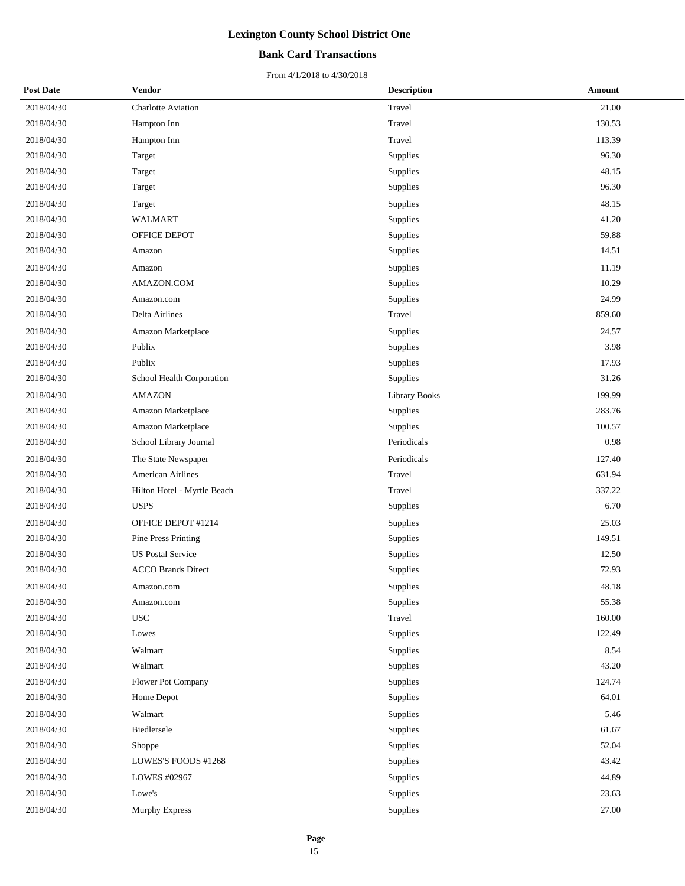# Lexington County School District One

## Bank Card Transactions

From 4/1/2018 to 4/30/2018

| Post Date | Vendor | Description | Amount |
|---|---|---|---|
| 2018/04/30 | Charlotte Aviation | Travel | 21.00 |
| 2018/04/30 | Hampton Inn | Travel | 130.53 |
| 2018/04/30 | Hampton Inn | Travel | 113.39 |
| 2018/04/30 | Target | Supplies | 96.30 |
| 2018/04/30 | Target | Supplies | 48.15 |
| 2018/04/30 | Target | Supplies | 96.30 |
| 2018/04/30 | Target | Supplies | 48.15 |
| 2018/04/30 | WALMART | Supplies | 41.20 |
| 2018/04/30 | OFFICE DEPOT | Supplies | 59.88 |
| 2018/04/30 | Amazon | Supplies | 14.51 |
| 2018/04/30 | Amazon | Supplies | 11.19 |
| 2018/04/30 | AMAZON.COM | Supplies | 10.29 |
| 2018/04/30 | Amazon.com | Supplies | 24.99 |
| 2018/04/30 | Delta Airlines | Travel | 859.60 |
| 2018/04/30 | Amazon Marketplace | Supplies | 24.57 |
| 2018/04/30 | Publix | Supplies | 3.98 |
| 2018/04/30 | Publix | Supplies | 17.93 |
| 2018/04/30 | School Health Corporation | Supplies | 31.26 |
| 2018/04/30 | AMAZON | Library Books | 199.99 |
| 2018/04/30 | Amazon Marketplace | Supplies | 283.76 |
| 2018/04/30 | Amazon Marketplace | Supplies | 100.57 |
| 2018/04/30 | School Library Journal | Periodicals | 0.98 |
| 2018/04/30 | The State Newspaper | Periodicals | 127.40 |
| 2018/04/30 | American Airlines | Travel | 631.94 |
| 2018/04/30 | Hilton Hotel - Myrtle Beach | Travel | 337.22 |
| 2018/04/30 | USPS | Supplies | 6.70 |
| 2018/04/30 | OFFICE DEPOT #1214 | Supplies | 25.03 |
| 2018/04/30 | Pine Press Printing | Supplies | 149.51 |
| 2018/04/30 | US Postal Service | Supplies | 12.50 |
| 2018/04/30 | ACCO Brands Direct | Supplies | 72.93 |
| 2018/04/30 | Amazon.com | Supplies | 48.18 |
| 2018/04/30 | Amazon.com | Supplies | 55.38 |
| 2018/04/30 | USC | Travel | 160.00 |
| 2018/04/30 | Lowes | Supplies | 122.49 |
| 2018/04/30 | Walmart | Supplies | 8.54 |
| 2018/04/30 | Walmart | Supplies | 43.20 |
| 2018/04/30 | Flower Pot Company | Supplies | 124.74 |
| 2018/04/30 | Home Depot | Supplies | 64.01 |
| 2018/04/30 | Walmart | Supplies | 5.46 |
| 2018/04/30 | Biedlersele | Supplies | 61.67 |
| 2018/04/30 | Shoppe | Supplies | 52.04 |
| 2018/04/30 | LOWES'S FOODS #1268 | Supplies | 43.42 |
| 2018/04/30 | LOWES #02967 | Supplies | 44.89 |
| 2018/04/30 | Lowe's | Supplies | 23.63 |
| 2018/04/30 | Murphy Express | Supplies | 27.00 |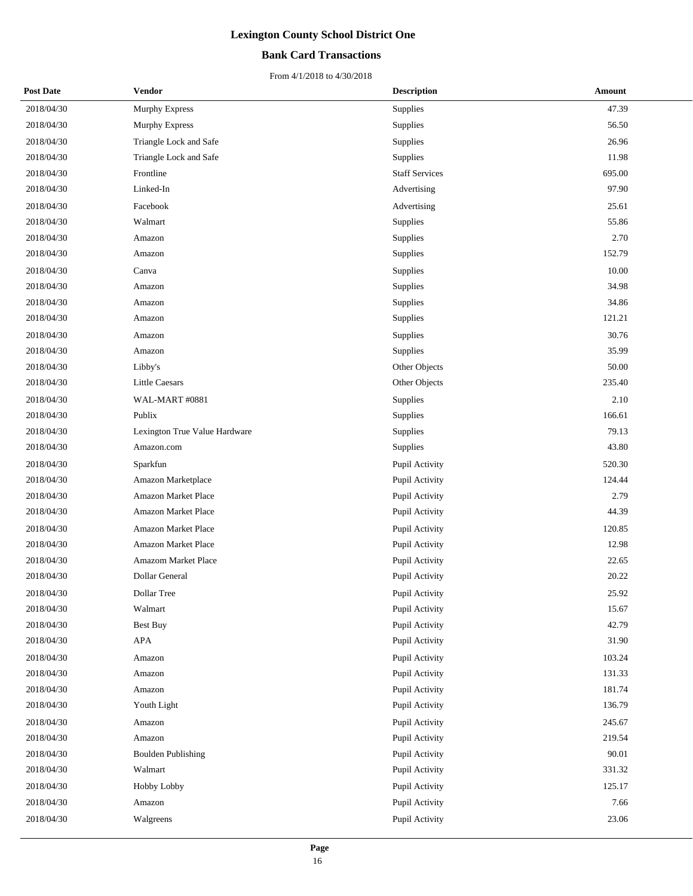# Lexington County School District One

## Bank Card Transactions

From 4/1/2018 to 4/30/2018

| Post Date | Vendor | Description | Amount |
|---|---|---|---|
| 2018/04/30 | Murphy Express | Supplies | 47.39 |
| 2018/04/30 | Murphy Express | Supplies | 56.50 |
| 2018/04/30 | Triangle Lock and Safe | Supplies | 26.96 |
| 2018/04/30 | Triangle Lock and Safe | Supplies | 11.98 |
| 2018/04/30 | Frontline | Staff Services | 695.00 |
| 2018/04/30 | Linked-In | Advertising | 97.90 |
| 2018/04/30 | Facebook | Advertising | 25.61 |
| 2018/04/30 | Walmart | Supplies | 55.86 |
| 2018/04/30 | Amazon | Supplies | 2.70 |
| 2018/04/30 | Amazon | Supplies | 152.79 |
| 2018/04/30 | Canva | Supplies | 10.00 |
| 2018/04/30 | Amazon | Supplies | 34.98 |
| 2018/04/30 | Amazon | Supplies | 34.86 |
| 2018/04/30 | Amazon | Supplies | 121.21 |
| 2018/04/30 | Amazon | Supplies | 30.76 |
| 2018/04/30 | Amazon | Supplies | 35.99 |
| 2018/04/30 | Libby's | Other Objects | 50.00 |
| 2018/04/30 | Little Caesars | Other Objects | 235.40 |
| 2018/04/30 | WAL-MART #0881 | Supplies | 2.10 |
| 2018/04/30 | Publix | Supplies | 166.61 |
| 2018/04/30 | Lexington True Value Hardware | Supplies | 79.13 |
| 2018/04/30 | Amazon.com | Supplies | 43.80 |
| 2018/04/30 | Sparkfun | Pupil Activity | 520.30 |
| 2018/04/30 | Amazon Marketplace | Pupil Activity | 124.44 |
| 2018/04/30 | Amazon Market Place | Pupil Activity | 2.79 |
| 2018/04/30 | Amazon Market Place | Pupil Activity | 44.39 |
| 2018/04/30 | Amazon Market Place | Pupil Activity | 120.85 |
| 2018/04/30 | Amazon Market Place | Pupil Activity | 12.98 |
| 2018/04/30 | Amazom Market Place | Pupil Activity | 22.65 |
| 2018/04/30 | Dollar General | Pupil Activity | 20.22 |
| 2018/04/30 | Dollar Tree | Pupil Activity | 25.92 |
| 2018/04/30 | Walmart | Pupil Activity | 15.67 |
| 2018/04/30 | Best Buy | Pupil Activity | 42.79 |
| 2018/04/30 | APA | Pupil Activity | 31.90 |
| 2018/04/30 | Amazon | Pupil Activity | 103.24 |
| 2018/04/30 | Amazon | Pupil Activity | 131.33 |
| 2018/04/30 | Amazon | Pupil Activity | 181.74 |
| 2018/04/30 | Youth Light | Pupil Activity | 136.79 |
| 2018/04/30 | Amazon | Pupil Activity | 245.67 |
| 2018/04/30 | Amazon | Pupil Activity | 219.54 |
| 2018/04/30 | Boulden Publishing | Pupil Activity | 90.01 |
| 2018/04/30 | Walmart | Pupil Activity | 331.32 |
| 2018/04/30 | Hobby Lobby | Pupil Activity | 125.17 |
| 2018/04/30 | Amazon | Pupil Activity | 7.66 |
| 2018/04/30 | Walgreens | Pupil Activity | 23.06 |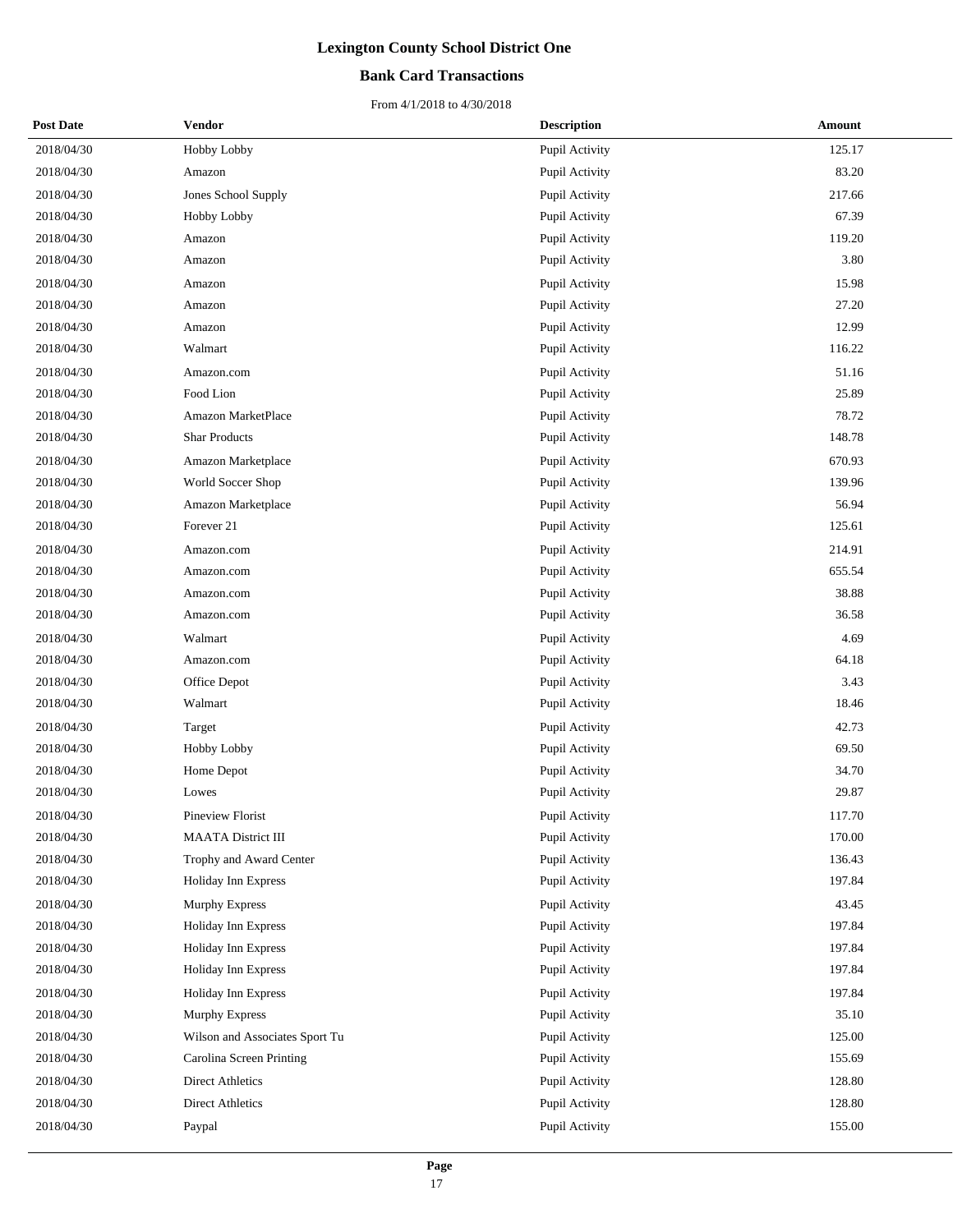# Lexington County School District One

## Bank Card Transactions

From 4/1/2018 to 4/30/2018

| Post Date | Vendor | Description | Amount |
|---|---|---|---|
| 2018/04/30 | Hobby Lobby | Pupil Activity | 125.17 |
| 2018/04/30 | Amazon | Pupil Activity | 83.20 |
| 2018/04/30 | Jones School Supply | Pupil Activity | 217.66 |
| 2018/04/30 | Hobby Lobby | Pupil Activity | 67.39 |
| 2018/04/30 | Amazon | Pupil Activity | 119.20 |
| 2018/04/30 | Amazon | Pupil Activity | 3.80 |
| 2018/04/30 | Amazon | Pupil Activity | 15.98 |
| 2018/04/30 | Amazon | Pupil Activity | 27.20 |
| 2018/04/30 | Amazon | Pupil Activity | 12.99 |
| 2018/04/30 | Walmart | Pupil Activity | 116.22 |
| 2018/04/30 | Amazon.com | Pupil Activity | 51.16 |
| 2018/04/30 | Food Lion | Pupil Activity | 25.89 |
| 2018/04/30 | Amazon MarketPlace | Pupil Activity | 78.72 |
| 2018/04/30 | Shar Products | Pupil Activity | 148.78 |
| 2018/04/30 | Amazon Marketplace | Pupil Activity | 670.93 |
| 2018/04/30 | World Soccer Shop | Pupil Activity | 139.96 |
| 2018/04/30 | Amazon Marketplace | Pupil Activity | 56.94 |
| 2018/04/30 | Forever 21 | Pupil Activity | 125.61 |
| 2018/04/30 | Amazon.com | Pupil Activity | 214.91 |
| 2018/04/30 | Amazon.com | Pupil Activity | 655.54 |
| 2018/04/30 | Amazon.com | Pupil Activity | 38.88 |
| 2018/04/30 | Amazon.com | Pupil Activity | 36.58 |
| 2018/04/30 | Walmart | Pupil Activity | 4.69 |
| 2018/04/30 | Amazon.com | Pupil Activity | 64.18 |
| 2018/04/30 | Office Depot | Pupil Activity | 3.43 |
| 2018/04/30 | Walmart | Pupil Activity | 18.46 |
| 2018/04/30 | Target | Pupil Activity | 42.73 |
| 2018/04/30 | Hobby Lobby | Pupil Activity | 69.50 |
| 2018/04/30 | Home Depot | Pupil Activity | 34.70 |
| 2018/04/30 | Lowes | Pupil Activity | 29.87 |
| 2018/04/30 | Pineview Florist | Pupil Activity | 117.70 |
| 2018/04/30 | MAATA District III | Pupil Activity | 170.00 |
| 2018/04/30 | Trophy and Award Center | Pupil Activity | 136.43 |
| 2018/04/30 | Holiday Inn Express | Pupil Activity | 197.84 |
| 2018/04/30 | Murphy Express | Pupil Activity | 43.45 |
| 2018/04/30 | Holiday Inn Express | Pupil Activity | 197.84 |
| 2018/04/30 | Holiday Inn Express | Pupil Activity | 197.84 |
| 2018/04/30 | Holiday Inn Express | Pupil Activity | 197.84 |
| 2018/04/30 | Holiday Inn Express | Pupil Activity | 197.84 |
| 2018/04/30 | Murphy Express | Pupil Activity | 35.10 |
| 2018/04/30 | Wilson and Associates Sport Tu | Pupil Activity | 125.00 |
| 2018/04/30 | Carolina Screen Printing | Pupil Activity | 155.69 |
| 2018/04/30 | Direct Athletics | Pupil Activity | 128.80 |
| 2018/04/30 | Direct Athletics | Pupil Activity | 128.80 |
| 2018/04/30 | Paypal | Pupil Activity | 155.00 |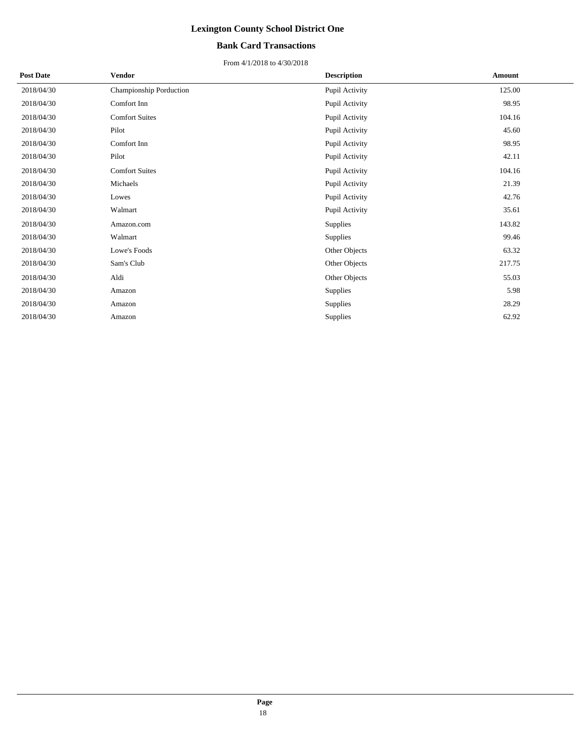# Lexington County School District One

## Bank Card Transactions

From 4/1/2018 to 4/30/2018

| Post Date | Vendor | Description | Amount |
|---|---|---|---|
| 2018/04/30 | Championship Porduction | Pupil Activity | 125.00 |
| 2018/04/30 | Comfort Inn | Pupil Activity | 98.95 |
| 2018/04/30 | Comfort Suites | Pupil Activity | 104.16 |
| 2018/04/30 | Pilot | Pupil Activity | 45.60 |
| 2018/04/30 | Comfort Inn | Pupil Activity | 98.95 |
| 2018/04/30 | Pilot | Pupil Activity | 42.11 |
| 2018/04/30 | Comfort Suites | Pupil Activity | 104.16 |
| 2018/04/30 | Michaels | Pupil Activity | 21.39 |
| 2018/04/30 | Lowes | Pupil Activity | 42.76 |
| 2018/04/30 | Walmart | Pupil Activity | 35.61 |
| 2018/04/30 | Amazon.com | Supplies | 143.82 |
| 2018/04/30 | Walmart | Supplies | 99.46 |
| 2018/04/30 | Lowe's Foods | Other Objects | 63.32 |
| 2018/04/30 | Sam's Club | Other Objects | 217.75 |
| 2018/04/30 | Aldi | Other Objects | 55.03 |
| 2018/04/30 | Amazon | Supplies | 5.98 |
| 2018/04/30 | Amazon | Supplies | 28.29 |
| 2018/04/30 | Amazon | Supplies | 62.92 |